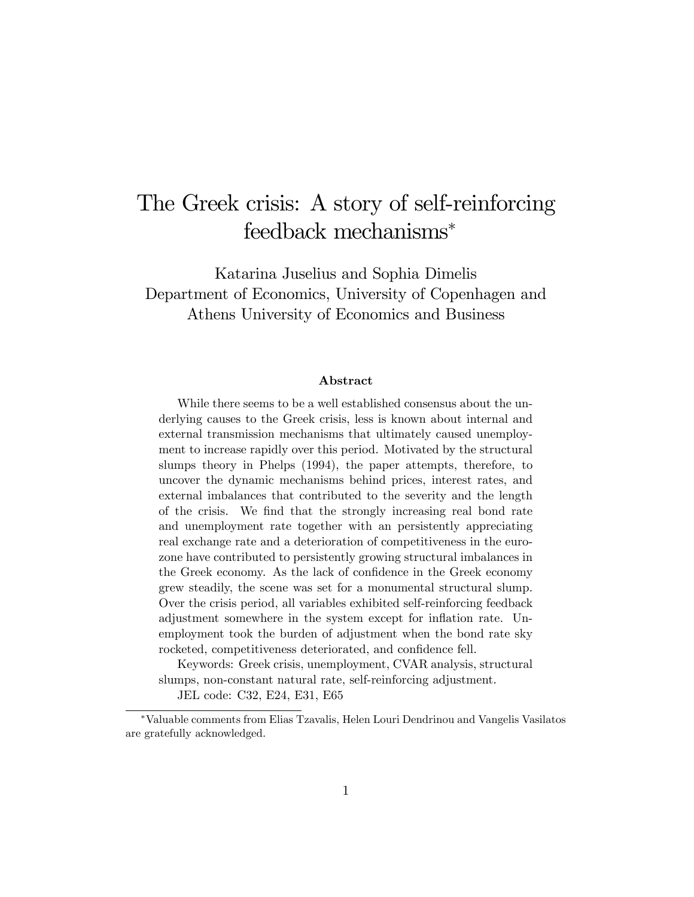# The Greek crisis: A story of self-reinforcing feedback mechanisms*

Katarina Juselius and Sophia Dimelis
Department of Economics, University of Copenhagen and
Athens University of Economics and Business

### Abstract

While there seems to be a well established consensus about the underlying causes to the Greek crisis, less is known about internal and external transmission mechanisms that ultimately caused unemployment to increase rapidly over this period. Motivated by the structural slumps theory in Phelps (1994), the paper attempts, therefore, to uncover the dynamic mechanisms behind prices, interest rates, and external imbalances that contributed to the severity and the length of the crisis. We find that the strongly increasing real bond rate and unemployment rate together with an persistently appreciating real exchange rate and a deterioration of competitiveness in the eurozone have contributed to persistently growing structural imbalances in the Greek economy. As the lack of confidence in the Greek economy grew steadily, the scene was set for a monumental structural slump. Over the crisis period, all variables exhibited self-reinforcing feedback adjustment somewhere in the system except for inflation rate. Unemployment took the burden of adjustment when the bond rate sky rocketed, competitiveness deteriorated, and confidence fell.

Keywords: Greek crisis, unemployment, CVAR analysis, structural slumps, non-constant natural rate, self-reinforcing adjustment.

JEL code: C32, E24, E31, E65

---

*Valuable comments from Elias Tzavalis, Helen Louri Dendrinou and Vangelis Vasilatos are gratefully acknowledged.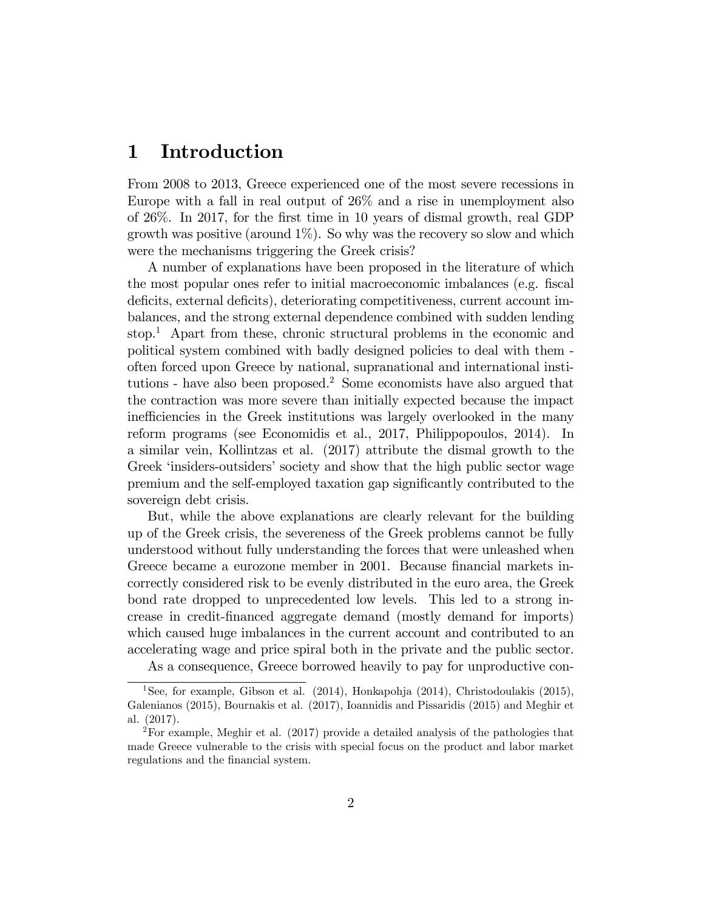# 1 Introduction

From 2008 to 2013, Greece experienced one of the most severe recessions in Europe with a fall in real output of 26% and a rise in unemployment also of 26%. In 2017, for the first time in 10 years of dismal growth, real GDP growth was positive (around 1%). So why was the recovery so slow and which were the mechanisms triggering the Greek crisis?

A number of explanations have been proposed in the literature of which the most popular ones refer to initial macroeconomic imbalances (e.g. fiscal deficits, external deficits), deteriorating competitiveness, current account imbalances, and the strong external dependence combined with sudden lending stop.[1] Apart from these, chronic structural problems in the economic and political system combined with badly designed policies to deal with them - often forced upon Greece by national, supranational and international institutions - have also been proposed.[2] Some economists have also argued that the contraction was more severe than initially expected because the impact inefficiencies in the Greek institutions was largely overlooked in the many reform programs (see Economidis et al., 2017, Philippopoulos, 2014). In a similar vein, Kollintzas et al. (2017) attribute the dismal growth to the Greek 'insiders-outsiders' society and show that the high public sector wage premium and the self-employed taxation gap significantly contributed to the sovereign debt crisis.

But, while the above explanations are clearly relevant for the building up of the Greek crisis, the severeness of the Greek problems cannot be fully understood without fully understanding the forces that were unleashed when Greece became a eurozone member in 2001. Because financial markets incorrectly considered risk to be evenly distributed in the euro area, the Greek bond rate dropped to unprecedented low levels. This led to a strong increase in credit-financed aggregate demand (mostly demand for imports) which caused huge imbalances in the current account and contributed to an accelerating wage and price spiral both in the private and the public sector.

As a consequence, Greece borrowed heavily to pay for unproductive con-

[1] See, for example, Gibson et al. (2014), Honkapohja (2014), Christodoulakis (2015), Galenianos (2015), Bournakis et al. (2017), Ioannidis and Pissaridis (2015) and Meghir et al. (2017).

[2] For example, Meghir et al. (2017) provide a detailed analysis of the pathologies that made Greece vulnerable to the crisis with special focus on the product and labor market regulations and the financial system.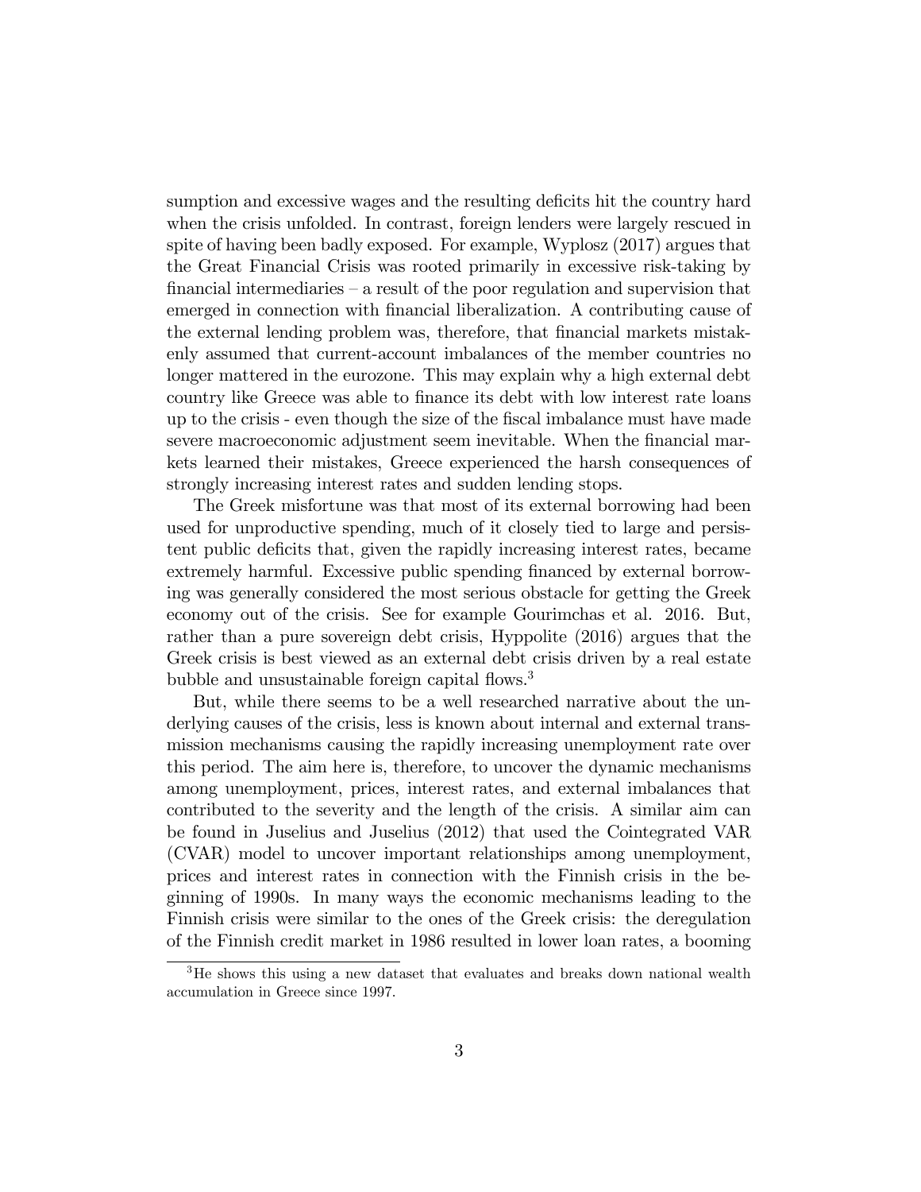sumption and excessive wages and the resulting deficits hit the country hard when the crisis unfolded. In contrast, foreign lenders were largely rescued in spite of having been badly exposed. For example, Wyplosz (2017) argues that the Great Financial Crisis was rooted primarily in excessive risk-taking by financial intermediaries – a result of the poor regulation and supervision that emerged in connection with financial liberalization. A contributing cause of the external lending problem was, therefore, that financial markets mistakenly assumed that current-account imbalances of the member countries no longer mattered in the eurozone. This may explain why a high external debt country like Greece was able to finance its debt with low interest rate loans up to the crisis - even though the size of the fiscal imbalance must have made severe macroeconomic adjustment seem inevitable. When the financial markets learned their mistakes, Greece experienced the harsh consequences of strongly increasing interest rates and sudden lending stops.

The Greek misfortune was that most of its external borrowing had been used for unproductive spending, much of it closely tied to large and persistent public deficits that, given the rapidly increasing interest rates, became extremely harmful. Excessive public spending financed by external borrowing was generally considered the most serious obstacle for getting the Greek economy out of the crisis. See for example Gourimchas et al. 2016. But, rather than a pure sovereign debt crisis, Hyppolite (2016) argues that the Greek crisis is best viewed as an external debt crisis driven by a real estate bubble and unsustainable foreign capital flows.[3]

But, while there seems to be a well researched narrative about the underlying causes of the crisis, less is known about internal and external transmission mechanisms causing the rapidly increasing unemployment rate over this period. The aim here is, therefore, to uncover the dynamic mechanisms among unemployment, prices, interest rates, and external imbalances that contributed to the severity and the length of the crisis. A similar aim can be found in Juselius and Juselius (2012) that used the Cointegrated VAR (CVAR) model to uncover important relationships among unemployment, prices and interest rates in connection with the Finnish crisis in the beginning of 1990s. In many ways the economic mechanisms leading to the Finnish crisis were similar to the ones of the Greek crisis: the deregulation of the Finnish credit market in 1986 resulted in lower loan rates, a booming

[3] He shows this using a new dataset that evaluates and breaks down national wealth accumulation in Greece since 1997.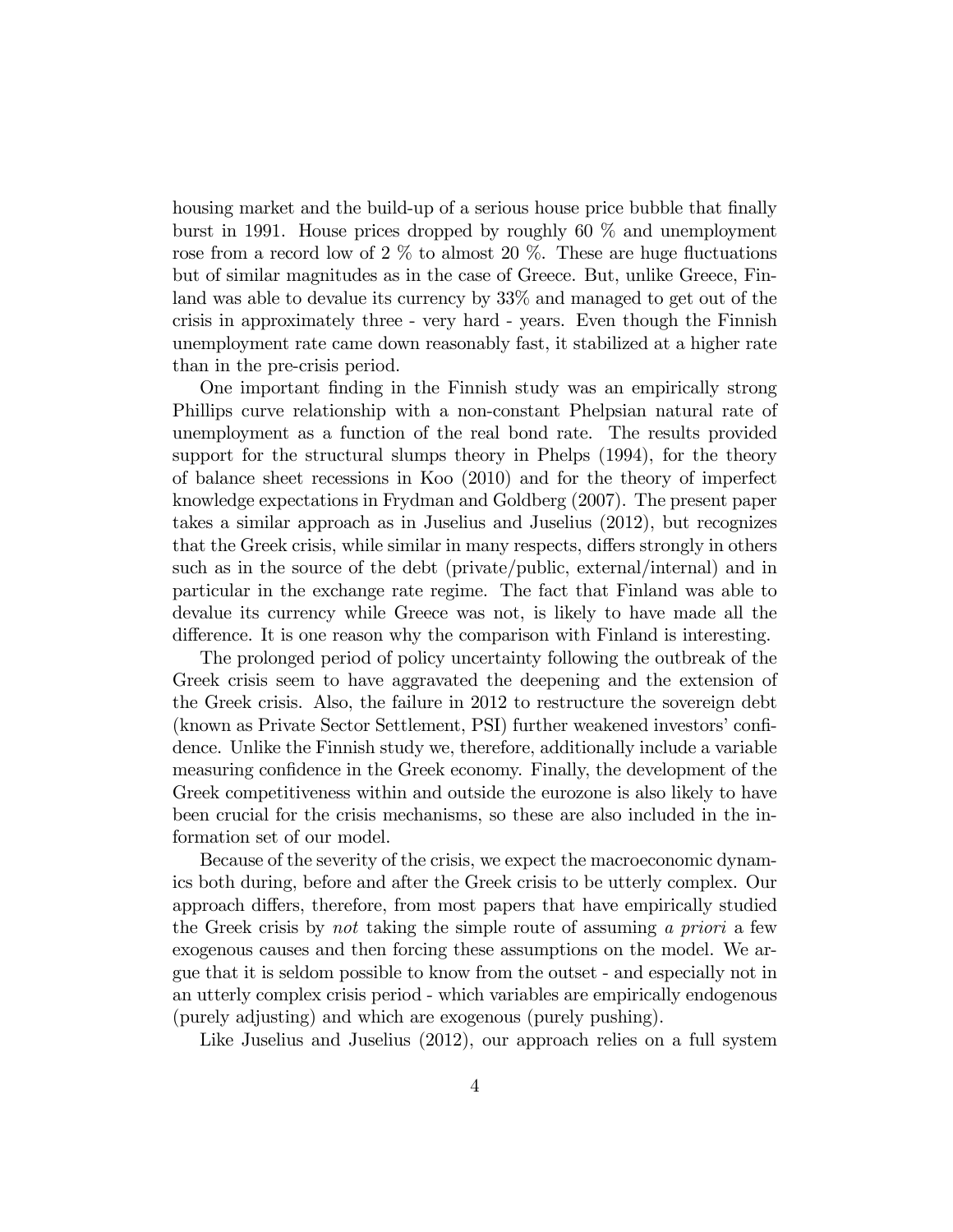housing market and the build-up of a serious house price bubble that finally burst in 1991. House prices dropped by roughly 60 % and unemployment rose from a record low of 2 % to almost 20 %. These are huge fluctuations but of similar magnitudes as in the case of Greece. But, unlike Greece, Finland was able to devalue its currency by 33% and managed to get out of the crisis in approximately three - very hard - years. Even though the Finnish unemployment rate came down reasonably fast, it stabilized at a higher rate than in the pre-crisis period.

One important finding in the Finnish study was an empirically strong Phillips curve relationship with a non-constant Phelpsian natural rate of unemployment as a function of the real bond rate. The results provided support for the structural slumps theory in Phelps (1994), for the theory of balance sheet recessions in Koo (2010) and for the theory of imperfect knowledge expectations in Frydman and Goldberg (2007). The present paper takes a similar approach as in Juselius and Juselius (2012), but recognizes that the Greek crisis, while similar in many respects, differs strongly in others such as in the source of the debt (private/public, external/internal) and in particular in the exchange rate regime. The fact that Finland was able to devalue its currency while Greece was not, is likely to have made all the difference. It is one reason why the comparison with Finland is interesting.

The prolonged period of policy uncertainty following the outbreak of the Greek crisis seem to have aggravated the deepening and the extension of the Greek crisis. Also, the failure in 2012 to restructure the sovereign debt (known as Private Sector Settlement, PSI) further weakened investors' confidence. Unlike the Finnish study we, therefore, additionally include a variable measuring confidence in the Greek economy. Finally, the development of the Greek competitiveness within and outside the eurozone is also likely to have been crucial for the crisis mechanisms, so these are also included in the information set of our model.

Because of the severity of the crisis, we expect the macroeconomic dynamics both during, before and after the Greek crisis to be utterly complex. Our approach differs, therefore, from most papers that have empirically studied the Greek crisis by *not* taking the simple route of assuming *a priori* a few exogenous causes and then forcing these assumptions on the model. We argue that it is seldom possible to know from the outset - and especially not in an utterly complex crisis period - which variables are empirically endogenous (purely adjusting) and which are exogenous (purely pushing).

Like Juselius and Juselius (2012), our approach relies on a full system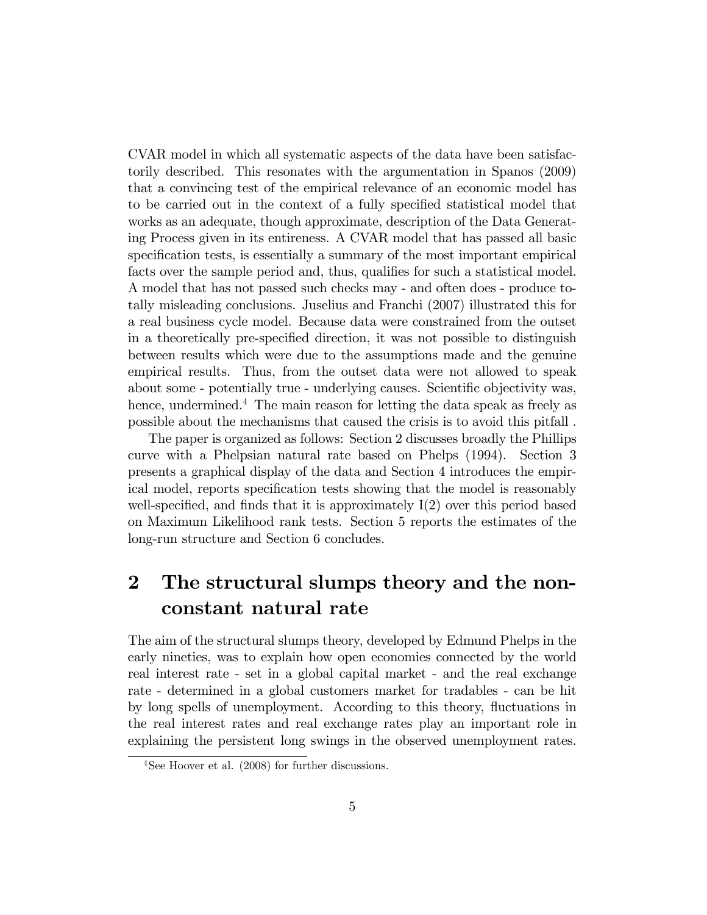CVAR model in which all systematic aspects of the data have been satisfactorily described. This resonates with the argumentation in Spanos (2009) that a convincing test of the empirical relevance of an economic model has to be carried out in the context of a fully specified statistical model that works as an adequate, though approximate, description of the Data Generating Process given in its entireness. A CVAR model that has passed all basic specification tests, is essentially a summary of the most important empirical facts over the sample period and, thus, qualifies for such a statistical model. A model that has not passed such checks may - and often does - produce totally misleading conclusions. Juselius and Franchi (2007) illustrated this for a real business cycle model. Because data were constrained from the outset in a theoretically pre-specified direction, it was not possible to distinguish between results which were due to the assumptions made and the genuine empirical results. Thus, from the outset data were not allowed to speak about some - potentially true - underlying causes. Scientific objectivity was, hence, undermined.[4] The main reason for letting the data speak as freely as possible about the mechanisms that caused the crisis is to avoid this pitfall .

The paper is organized as follows: Section 2 discusses broadly the Phillips curve with a Phelpsian natural rate based on Phelps (1994). Section 3 presents a graphical display of the data and Section 4 introduces the empirical model, reports specification tests showing that the model is reasonably well-specified, and finds that it is approximately I(2) over this period based on Maximum Likelihood rank tests. Section 5 reports the estimates of the long-run structure and Section 6 concludes.

## 2 The structural slumps theory and the non-constant natural rate

The aim of the structural slumps theory, developed by Edmund Phelps in the early nineties, was to explain how open economies connected by the world real interest rate - set in a global capital market - and the real exchange rate - determined in a global customers market for tradables - can be hit by long spells of unemployment. According to this theory, fluctuations in the real interest rates and real exchange rates play an important role in explaining the persistent long swings in the observed unemployment rates.

[4] See Hoover et al. (2008) for further discussions.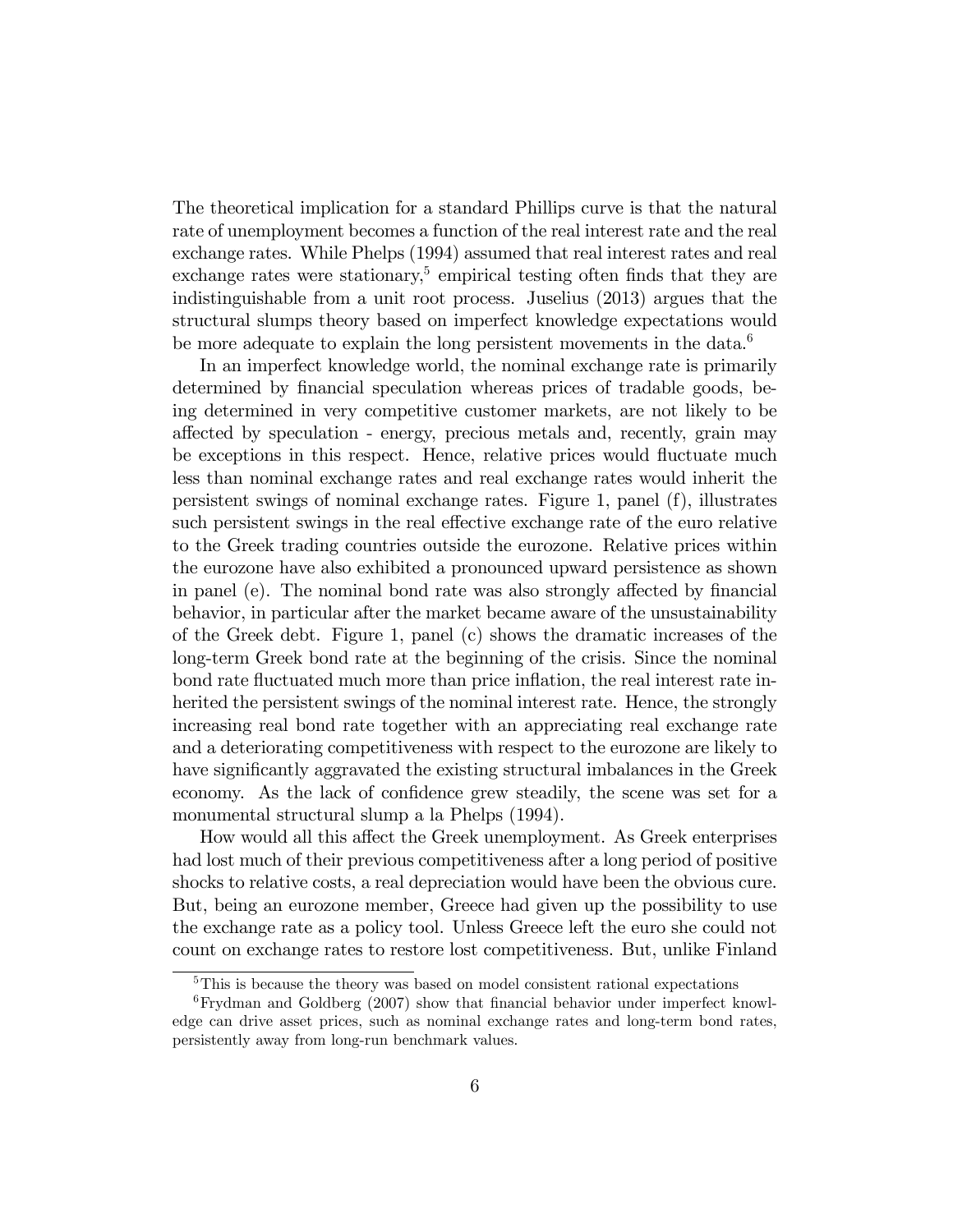The theoretical implication for a standard Phillips curve is that the natural rate of unemployment becomes a function of the real interest rate and the real exchange rates. While Phelps (1994) assumed that real interest rates and real exchange rates were stationary,[5] empirical testing often finds that they are indistinguishable from a unit root process. Juselius (2013) argues that the structural slumps theory based on imperfect knowledge expectations would be more adequate to explain the long persistent movements in the data.[6]

In an imperfect knowledge world, the nominal exchange rate is primarily determined by financial speculation whereas prices of tradable goods, being determined in very competitive customer markets, are not likely to be affected by speculation - energy, precious metals and, recently, grain may be exceptions in this respect. Hence, relative prices would fluctuate much less than nominal exchange rates and real exchange rates would inherit the persistent swings of nominal exchange rates. Figure 1, panel (f), illustrates such persistent swings in the real effective exchange rate of the euro relative to the Greek trading countries outside the eurozone. Relative prices within the eurozone have also exhibited a pronounced upward persistence as shown in panel (e). The nominal bond rate was also strongly affected by financial behavior, in particular after the market became aware of the unsustainability of the Greek debt. Figure 1, panel (c) shows the dramatic increases of the long-term Greek bond rate at the beginning of the crisis. Since the nominal bond rate fluctuated much more than price inflation, the real interest rate inherited the persistent swings of the nominal interest rate. Hence, the strongly increasing real bond rate together with an appreciating real exchange rate and a deteriorating competitiveness with respect to the eurozone are likely to have significantly aggravated the existing structural imbalances in the Greek economy. As the lack of confidence grew steadily, the scene was set for a monumental structural slump a la Phelps (1994).

How would all this affect the Greek unemployment. As Greek enterprises had lost much of their previous competitiveness after a long period of positive shocks to relative costs, a real depreciation would have been the obvious cure. But, being an eurozone member, Greece had given up the possibility to use the exchange rate as a policy tool. Unless Greece left the euro she could not count on exchange rates to restore lost competitiveness. But, unlike Finland

[5] This is because the theory was based on model consistent rational expectations

[6] Frydman and Goldberg (2007) show that financial behavior under imperfect knowledge can drive asset prices, such as nominal exchange rates and long-term bond rates, persistently away from long-run benchmark values.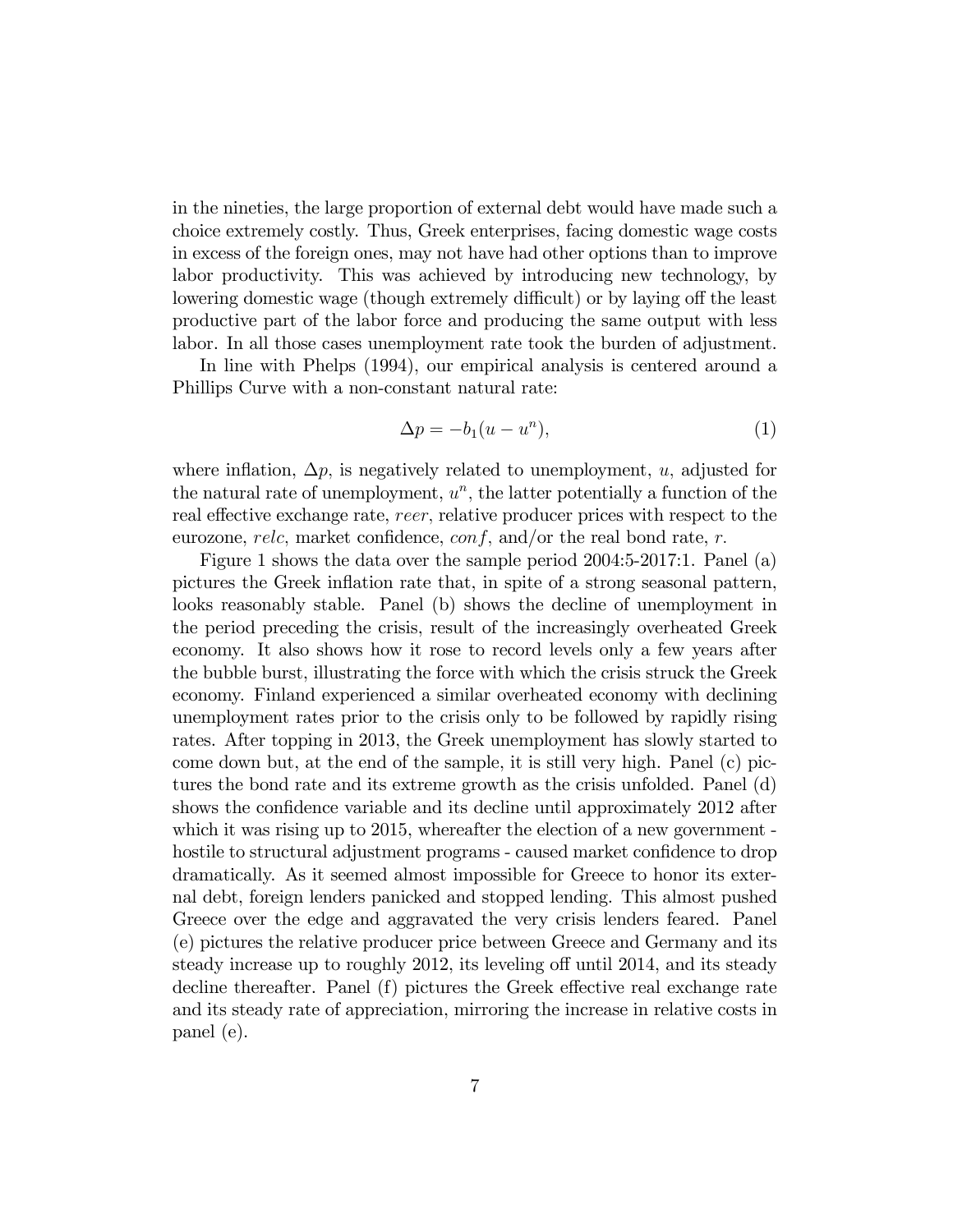in the nineties, the large proportion of external debt would have made such a choice extremely costly. Thus, Greek enterprises, facing domestic wage costs in excess of the foreign ones, may not have had other options than to improve labor productivity. This was achieved by introducing new technology, by lowering domestic wage (though extremely difficult) or by laying off the least productive part of the labor force and producing the same output with less labor. In all those cases unemployment rate took the burden of adjustment.

In line with Phelps (1994), our empirical analysis is centered around a Phillips Curve with a non-constant natural rate:

$$\Delta p = -b_1(u - u^n), \tag{1}$$

where inflation, $\Delta p$, is negatively related to unemployment, $u$, adjusted for the natural rate of unemployment, $u^n$, the latter potentially a function of the real effective exchange rate, $reer$, relative producer prices with respect to the eurozone, $relc$, market confidence, $conf$, and/or the real bond rate, $r$.

Figure 1 shows the data over the sample period 2004:5-2017:1. Panel (a) pictures the Greek inflation rate that, in spite of a strong seasonal pattern, looks reasonably stable. Panel (b) shows the decline of unemployment in the period preceding the crisis, result of the increasingly overheated Greek economy. It also shows how it rose to record levels only a few years after the bubble burst, illustrating the force with which the crisis struck the Greek economy. Finland experienced a similar overheated economy with declining unemployment rates prior to the crisis only to be followed by rapidly rising rates. After topping in 2013, the Greek unemployment has slowly started to come down but, at the end of the sample, it is still very high. Panel (c) pictures the bond rate and its extreme growth as the crisis unfolded. Panel (d) shows the confidence variable and its decline until approximately 2012 after which it was rising up to 2015, whereafter the election of a new government - hostile to structural adjustment programs - caused market confidence to drop dramatically. As it seemed almost impossible for Greece to honor its external debt, foreign lenders panicked and stopped lending. This almost pushed Greece over the edge and aggravated the very crisis lenders feared. Panel (e) pictures the relative producer price between Greece and Germany and its steady increase up to roughly 2012, its leveling off until 2014, and its steady decline thereafter. Panel (f) pictures the Greek effective real exchange rate and its steady rate of appreciation, mirroring the increase in relative costs in panel (e).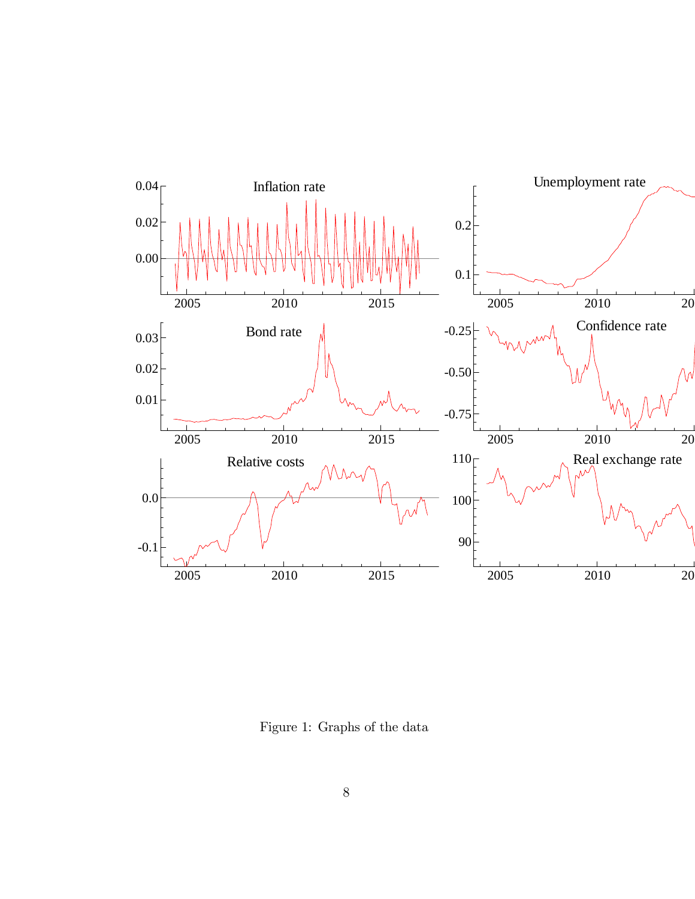Figure 1: Graphs of the data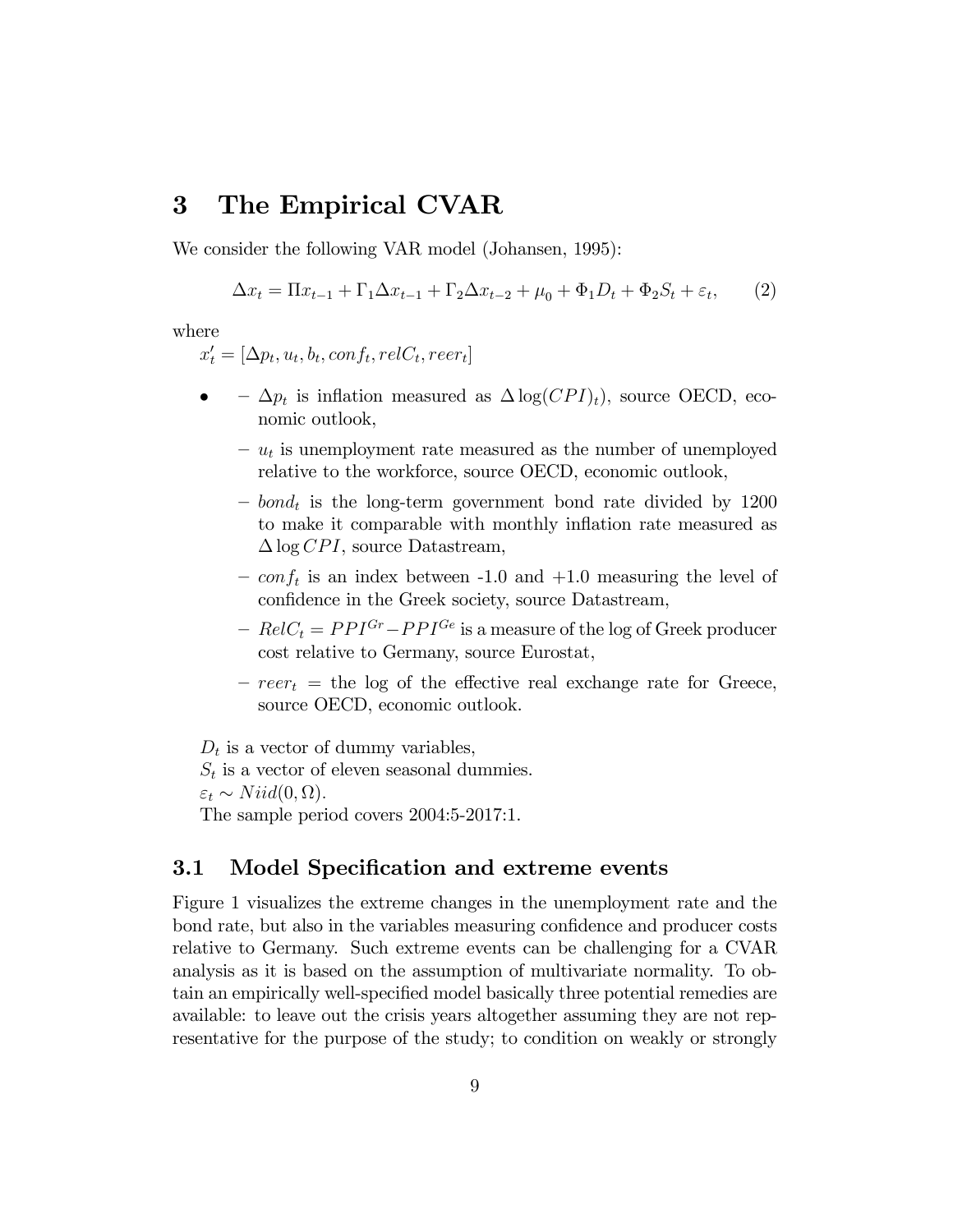## 3 The Empirical CVAR

We consider the following VAR model (Johansen, 1995):

$$\Delta x_t = \Pi x_{t-1} + \Gamma_1 \Delta x_{t-1} + \Gamma_2 \Delta x_{t-2} + \mu_0 + \Phi_1 D_t + \Phi_2 S_t + \varepsilon_t, \tag{2}$$

where

$x_t' = [\Delta p_t, u_t, b_t, conf_t, relC_t, reer_t]$

- $\Delta p_t$ is inflation measured as $\Delta \log(CPI)_t)$, source OECD, economic outlook,
- $u_t$ is unemployment rate measured as the number of unemployed relative to the workforce, source OECD, economic outlook,
- $bond_t$ is the long-term government bond rate divided by 1200 to make it comparable with monthly inflation rate measured as $\Delta \log CPI$, source Datastream,
- $conf_t$ is an index between -1.0 and +1.0 measuring the level of confidence in the Greek society, source Datastream,
- $RelC_t = PPI^{Gr} - PPI^{Ge}$ is a measure of the log of Greek producer cost relative to Germany, source Eurostat,
- $reer_t$ = the log of the effective real exchange rate for Greece, source OECD, economic outlook.

$D_t$ is a vector of dummy variables,
$S_t$ is a vector of eleven seasonal dummies.
$\varepsilon_t \sim Niid(0, \Omega)$.
The sample period covers 2004:5-2017:1.

### 3.1 Model Specification and extreme events

Figure 1 visualizes the extreme changes in the unemployment rate and the bond rate, but also in the variables measuring confidence and producer costs relative to Germany. Such extreme events can be challenging for a CVAR analysis as it is based on the assumption of multivariate normality. To obtain an empirically well-specified model basically three potential remedies are available: to leave out the crisis years altogether assuming they are not representative for the purpose of the study; to condition on weakly or strongly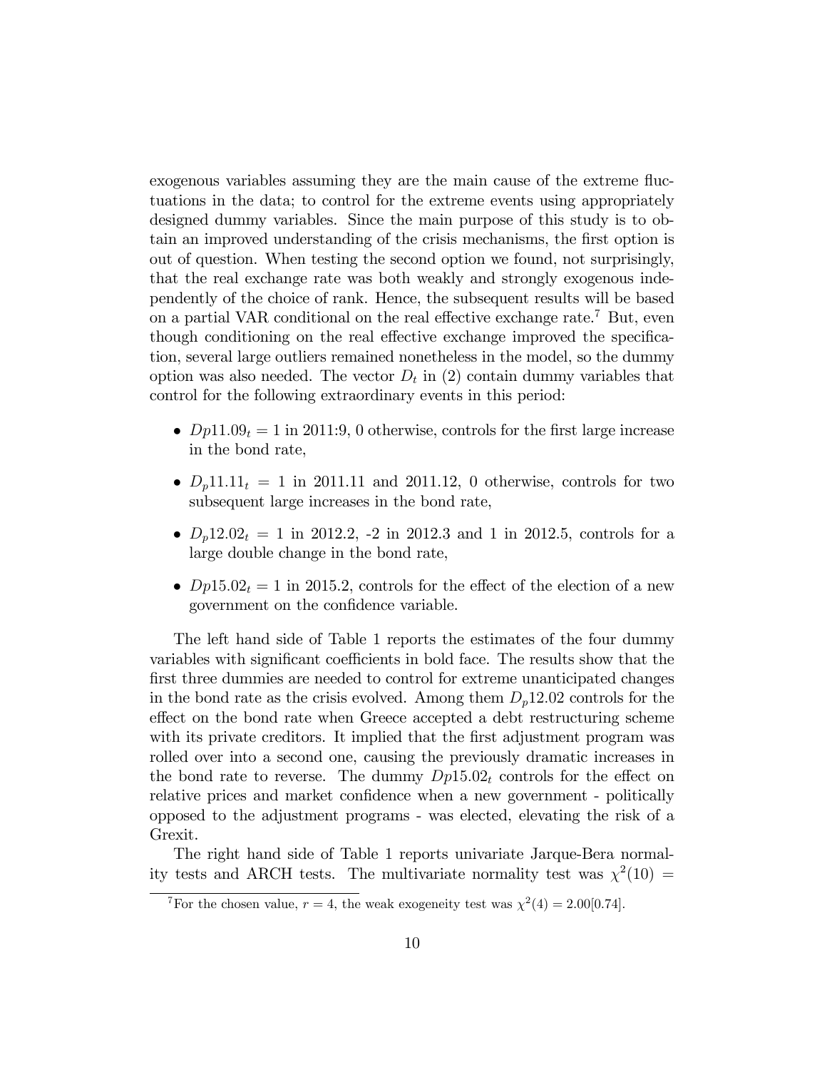exogenous variables assuming they are the main cause of the extreme fluctuations in the data; to control for the extreme events using appropriately designed dummy variables. Since the main purpose of this study is to obtain an improved understanding of the crisis mechanisms, the first option is out of question. When testing the second option we found, not surprisingly, that the real exchange rate was both weakly and strongly exogenous independently of the choice of rank. Hence, the subsequent results will be based on a partial VAR conditional on the real effective exchange rate.[7] But, even though conditioning on the real effective exchange improved the specification, several large outliers remained nonetheless in the model, so the dummy option was also needed. The vector $D_t$ in (2) contain dummy variables that control for the following extraordinary events in this period:

- $Dp11.09_t = 1$ in 2011:9, 0 otherwise, controls for the first large increase in the bond rate,
- $D_p11.11_t = 1$ in 2011.11 and 2011.12, 0 otherwise, controls for two subsequent large increases in the bond rate,
- $D_p12.02_t = 1$ in 2012.2, -2 in 2012.3 and 1 in 2012.5, controls for a large double change in the bond rate,
- $Dp15.02_t = 1$ in 2015.2, controls for the effect of the election of a new government on the confidence variable.

The left hand side of Table 1 reports the estimates of the four dummy variables with significant coefficients in bold face. The results show that the first three dummies are needed to control for extreme unanticipated changes in the bond rate as the crisis evolved. Among them $D_p12.02$ controls for the effect on the bond rate when Greece accepted a debt restructuring scheme with its private creditors. It implied that the first adjustment program was rolled over into a second one, causing the previously dramatic increases in the bond rate to reverse. The dummy $Dp15.02_t$ controls for the effect on relative prices and market confidence when a new government - politically opposed to the adjustment programs - was elected, elevating the risk of a Grexit.

The right hand side of Table 1 reports univariate Jarque-Bera normality tests and ARCH tests. The multivariate normality test was $\chi^2(10) =$

[7] For the chosen value, $r = 4$, the weak exogeneity test was $\chi^2(4) = 2.00[0.74]$.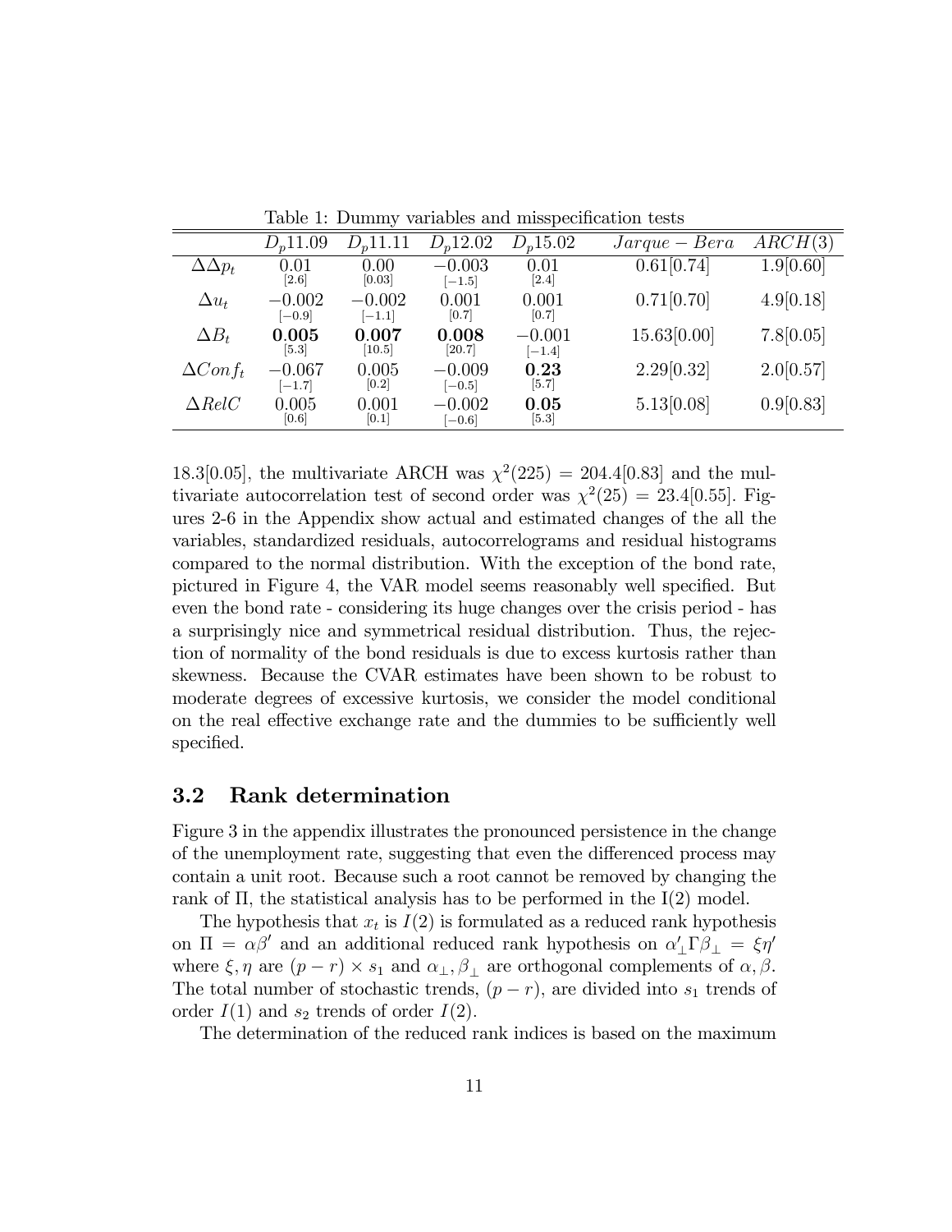Table 1: Dummy variables and misspecification tests

| | $D_p11.09$ | $D_p11.11$ | $D_p12.02$ | $D_p15.02$ | $Jarque-Bera$ | $ARCH(3)$ |
|---|---|---|---|---|---|---|
| $\Delta\Delta p_t$ | $0.01$ $[2.6]$ | $0.00$ $[0.03]$ | $-0.003$ $[-1.5]$ | $0.01$ $[2.4]$ | $0.61[0.74]$ | $1.9[0.60]$ |
| $\Delta u_t$ | $-0.002$ $[-0.9]$ | $-0.002$ $[-1.1]$ | $0.001$ $[0.7]$ | $0.001$ $[0.7]$ | $0.71[0.70]$ | $4.9[0.18]$ |
| $\Delta B_t$ | $\mathbf{0.005}$ $[5.3]$ | $\mathbf{0.007}$ $[10.5]$ | $\mathbf{0.008}$ $[20.7]$ | $-0.001$ $[-1.4]$ | $15.63[0.00]$ | $7.8[0.05]$ |
| $\Delta Conf_t$ | $-0.067$ $[-1.7]$ | $0.005$ $[0.2]$ | $-0.009$ $[-0.5]$ | $\mathbf{0.23}$ $[5.7]$ | $2.29[0.32]$ | $2.0[0.57]$ |
| $\Delta RelC$ | $0.005$ $[0.6]$ | $0.001$ $[0.1]$ | $-0.002$ $[-0.6]$ | $\mathbf{0.05}$ $[5.3]$ | $5.13[0.08]$ | $0.9[0.83]$ |

18.3[0.05], the multivariate ARCH was $\chi^2(225) = 204.4[0.83]$ and the multivariate autocorrelation test of second order was $\chi^2(25) = 23.4[0.55]$. Figures 2-6 in the Appendix show actual and estimated changes of the all the variables, standardized residuals, autocorrelograms and residual histograms compared to the normal distribution. With the exception of the bond rate, pictured in Figure 4, the VAR model seems reasonably well specified. But even the bond rate - considering its huge changes over the crisis period - has a surprisingly nice and symmetrical residual distribution. Thus, the rejection of normality of the bond residuals is due to excess kurtosis rather than skewness. Because the CVAR estimates have been shown to be robust to moderate degrees of excessive kurtosis, we consider the model conditional on the real effective exchange rate and the dummies to be sufficiently well specified.

## 3.2 Rank determination

Figure 3 in the appendix illustrates the pronounced persistence in the change of the unemployment rate, suggesting that even the differenced process may contain a unit root. Because such a root cannot be removed by changing the rank of $\Pi$, the statistical analysis has to be performed in the I(2) model.

The hypothesis that $x_t$ is $I(2)$ is formulated as a reduced rank hypothesis on $\Pi = \alpha\beta'$ and an additional reduced rank hypothesis on $\alpha'_\perp\Gamma\beta_\perp = \xi\eta'$ where $\xi, \eta$ are $(p-r) \times s_1$ and $\alpha_\perp, \beta_\perp$ are orthogonal complements of $\alpha, \beta$. The total number of stochastic trends, $(p-r)$, are divided into $s_1$ trends of order $I(1)$ and $s_2$ trends of order $I(2)$.

The determination of the reduced rank indices is based on the maximum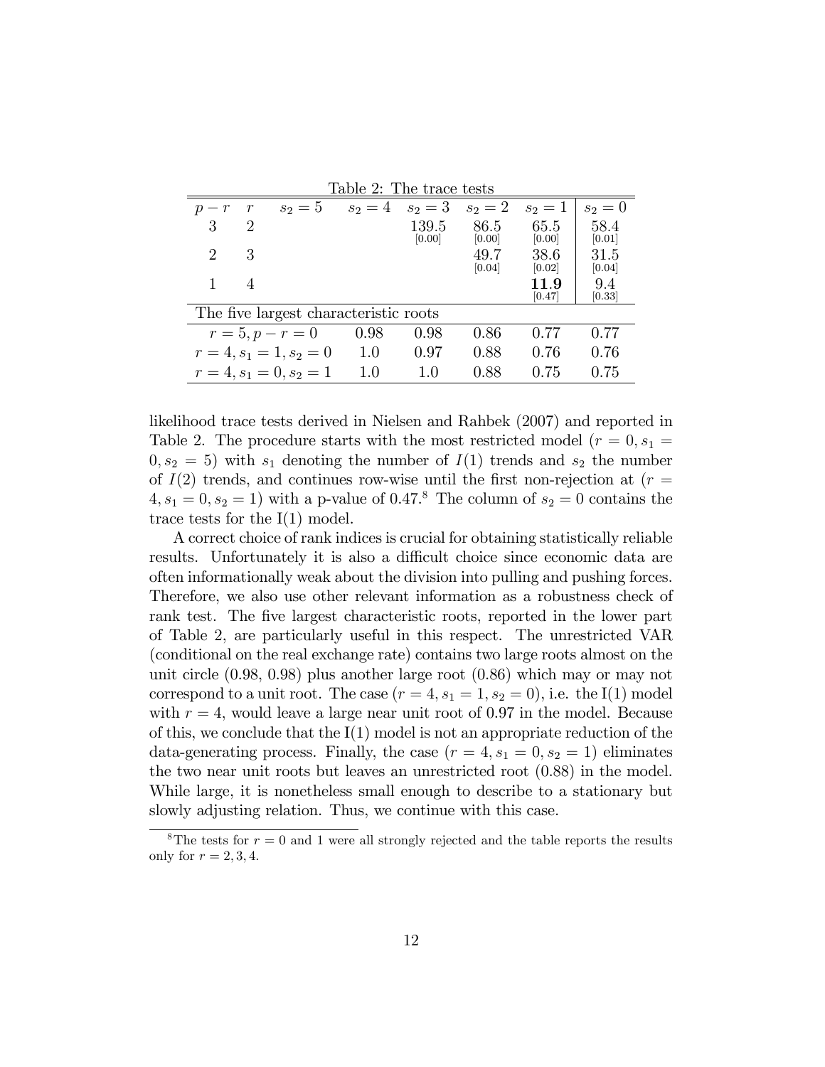Table 2: The trace tests

| $p-r$ | $r$ | $s_2=5$ | $s_2=4$ | $s_2=3$ | $s_2=2$ | $s_2=1$ | $s_2=0$ |
|---|---|---|---|---|---|---|---|
| 3 | 2 | | | 139.5 [0.00] | 86.5 [0.00] | 65.5 [0.00] | 58.4 [0.01] |
| 2 | 3 | | | | 49.7 [0.04] | 38.6 [0.02] | 31.5 [0.04] |
| 1 | 4 | | | | | **11.9** [0.47] | 9.4 [0.33] |
| The five largest characteristic roots | | | | | | | |
| $r=5, p-r=0$ | | | 0.98 | 0.98 | 0.86 | 0.77 | 0.77 |
| $r=4, s_1=1, s_2=0$ | | | 1.0 | 0.97 | 0.88 | 0.76 | 0.76 |
| $r=4, s_1=0, s_2=1$ | | | 1.0 | 1.0 | 0.88 | 0.75 | 0.75 |

likelihood trace tests derived in Nielsen and Rahbek (2007) and reported in Table 2. The procedure starts with the most restricted model ($r=0, s_1=0, s_2=5$) with $s_1$ denoting the number of $I(1)$ trends and $s_2$ the number of $I(2)$ trends, and continues row-wise until the first non-rejection at ($r=4, s_1=0, s_2=1$) with a p-value of 0.47.[8] The column of $s_2=0$ contains the trace tests for the I(1) model.

A correct choice of rank indices is crucial for obtaining statistically reliable results. Unfortunately it is also a difficult choice since economic data are often informationally weak about the division into pulling and pushing forces. Therefore, we also use other relevant information as a robustness check of rank test. The five largest characteristic roots, reported in the lower part of Table 2, are particularly useful in this respect. The unrestricted VAR (conditional on the real exchange rate) contains two large roots almost on the unit circle (0.98, 0.98) plus another large root (0.86) which may or may not correspond to a unit root. The case ($r=4, s_1=1, s_2=0$), i.e. the I(1) model with $r=4$, would leave a large near unit root of 0.97 in the model. Because of this, we conclude that the I(1) model is not an appropriate reduction of the data-generating process. Finally, the case ($r=4, s_1=0, s_2=1$) eliminates the two near unit roots but leaves an unrestricted root (0.88) in the model. While large, it is nonetheless small enough to describe to a stationary but slowly adjusting relation. Thus, we continue with this case.

[8] The tests for $r=0$ and 1 were all strongly rejected and the table reports the results only for $r=2,3,4$.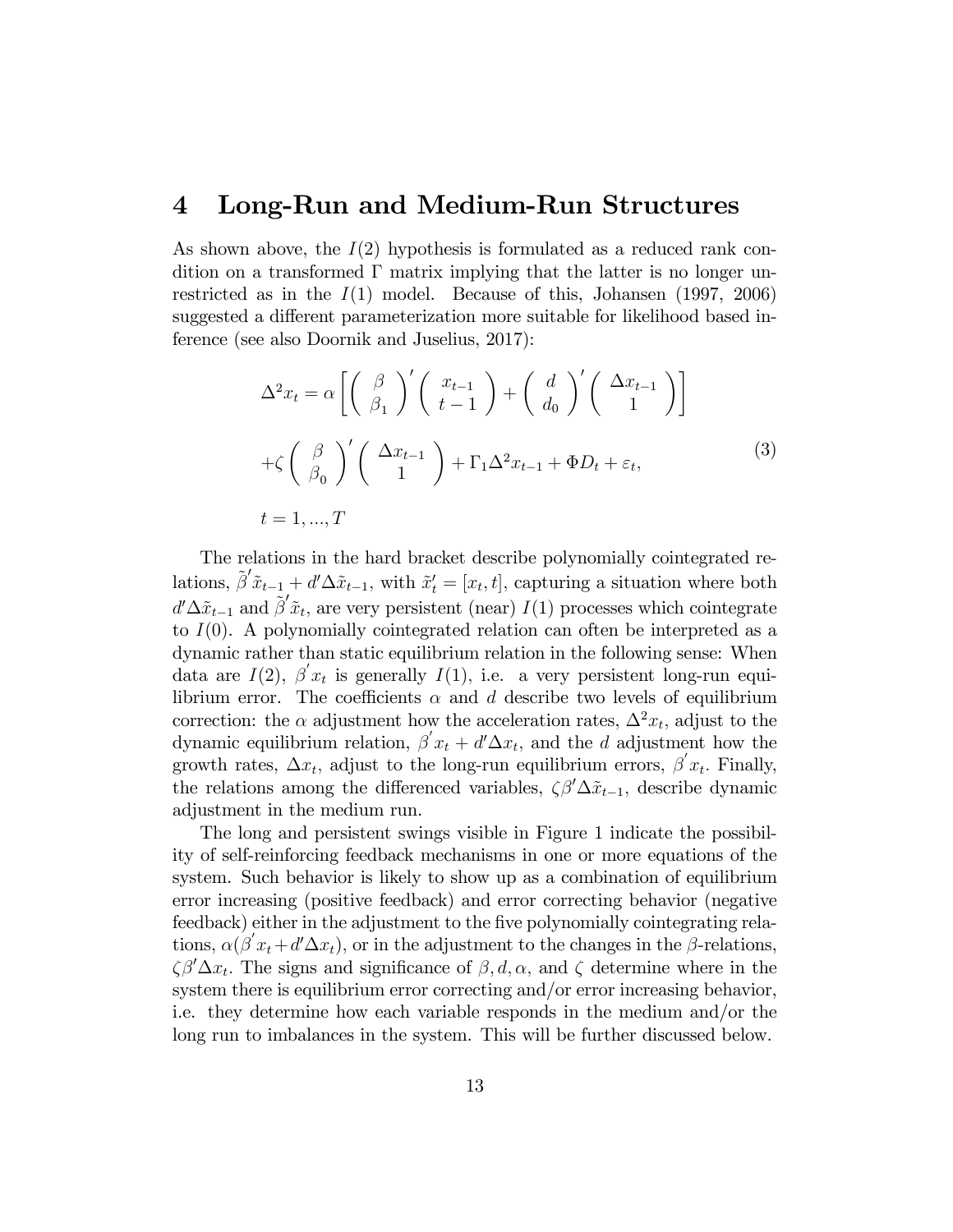# 4 Long-Run and Medium-Run Structures

As shown above, the $I(2)$ hypothesis is formulated as a reduced rank condition on a transformed $\Gamma$ matrix implying that the latter is no longer unrestricted as in the $I(1)$ model. Because of this, Johansen (1997, 2006) suggested a different parameterization more suitable for likelihood based inference (see also Doornik and Juselius, 2017):

$$
\begin{aligned}
&\Delta^2 x_t = \alpha \left[ \begin{pmatrix} \beta \\ \beta_1 \end{pmatrix}' \begin{pmatrix} x_{t-1} \\ t-1 \end{pmatrix} + \begin{pmatrix} d \\ d_0 \end{pmatrix}' \begin{pmatrix} \Delta x_{t-1} \\ 1 \end{pmatrix} \right] \\
&+\zeta \begin{pmatrix} \beta \\ \beta_0 \end{pmatrix}' \begin{pmatrix} \Delta x_{t-1} \\ 1 \end{pmatrix} + \Gamma_1 \Delta^2 x_{t-1} + \Phi D_t + \varepsilon_t, \\
&t = 1, ..., T
\end{aligned}
\tag{3}
$$

The relations in the hard bracket describe polynomially cointegrated relations, $\tilde{\beta}' \tilde{x}_{t-1} + d' \Delta \tilde{x}_{t-1}$, with $\tilde{x}_t' = [x_t, t]$, capturing a situation where both $d' \Delta \tilde{x}_{t-1}$ and $\tilde{\beta}' \tilde{x}_t$, are very persistent (near) $I(1)$ processes which cointegrate to $I(0)$. A polynomially cointegrated relation can often be interpreted as a dynamic rather than static equilibrium relation in the following sense: When data are $I(2)$, $\beta' x_t$ is generally $I(1)$, i.e. a very persistent long-run equilibrium error. The coefficients $\alpha$ and $d$ describe two levels of equilibrium correction: the $\alpha$ adjustment how the acceleration rates, $\Delta^2 x_t$, adjust to the dynamic equilibrium relation, $\beta' x_t + d' \Delta x_t$, and the $d$ adjustment how the growth rates, $\Delta x_t$, adjust to the long-run equilibrium errors, $\beta' x_t$. Finally, the relations among the differenced variables, $\zeta \beta' \Delta \tilde{x}_{t-1}$, describe dynamic adjustment in the medium run.

The long and persistent swings visible in Figure 1 indicate the possibility of self-reinforcing feedback mechanisms in one or more equations of the system. Such behavior is likely to show up as a combination of equilibrium error increasing (positive feedback) and error correcting behavior (negative feedback) either in the adjustment to the five polynomially cointegrating relations, $\alpha(\beta' x_t + d' \Delta x_t)$, or in the adjustment to the changes in the $\beta$-relations, $\zeta \beta' \Delta x_t$. The signs and significance of $\beta, d, \alpha$, and $\zeta$ determine where in the system there is equilibrium error correcting and/or error increasing behavior, i.e. they determine how each variable responds in the medium and/or the long run to imbalances in the system. This will be further discussed below.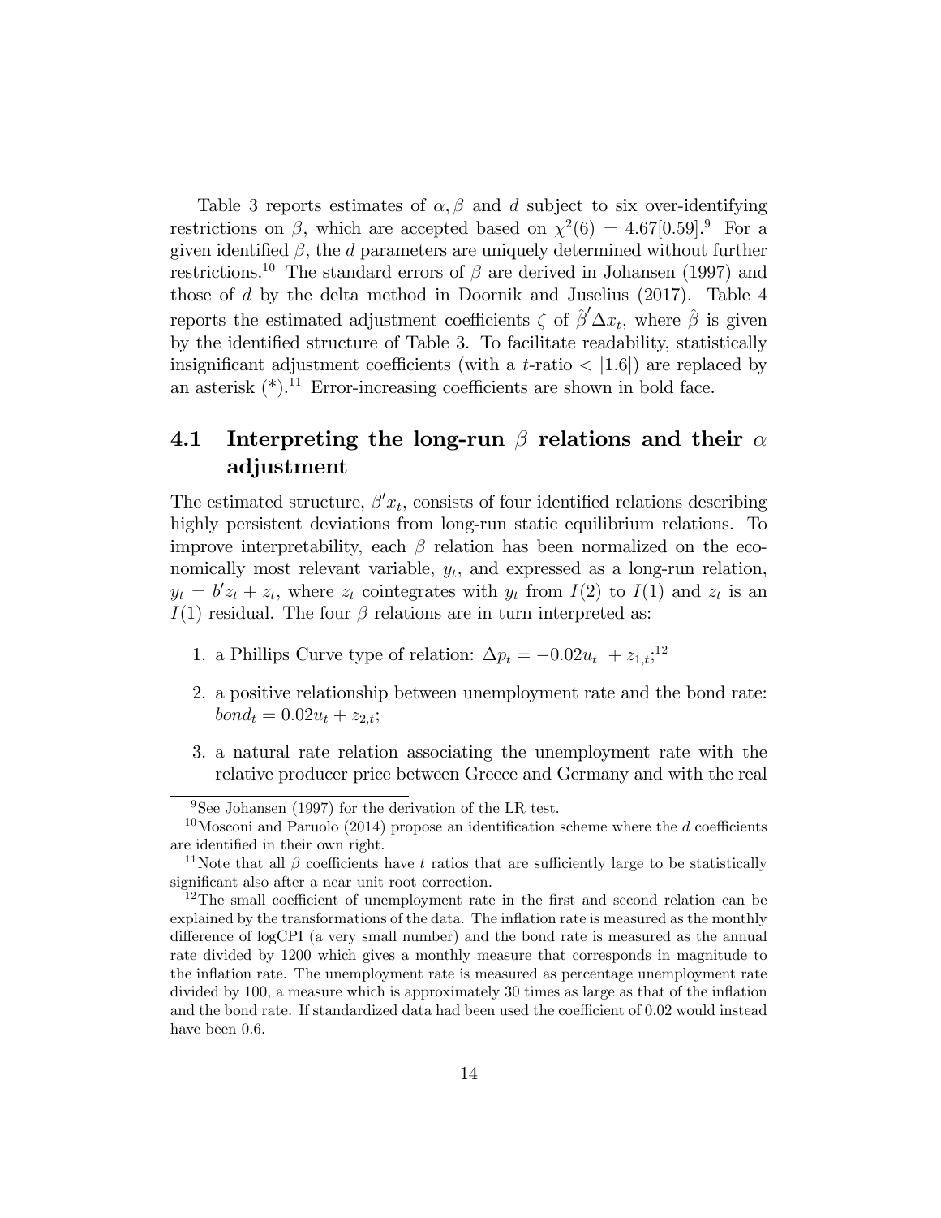Table 3 reports estimates of $\alpha, \beta$ and $d$ subject to six over-identifying restrictions on $\beta$, which are accepted based on $\chi^2(6) = 4.67[0.59]$.[9] For a given identified $\beta$, the $d$ parameters are uniquely determined without further restrictions.[10] The standard errors of $\beta$ are derived in Johansen (1997) and those of $d$ by the delta method in Doornik and Juselius (2017). Table 4 reports the estimated adjustment coefficients $\zeta$ of $\hat{\beta}'\Delta x_t$, where $\hat{\beta}$ is given by the identified structure of Table 3. To facilitate readability, statistically insignificant adjustment coefficients (with a $t$-ratio $< |1.6|$) are replaced by an asterisk (*).[11] Error-increasing coefficients are shown in bold face.

## 4.1 Interpreting the long-run $\beta$ relations and their $\alpha$ adjustment

The estimated structure, $\beta' x_t$, consists of four identified relations describing highly persistent deviations from long-run static equilibrium relations. To improve interpretability, each $\beta$ relation has been normalized on the economically most relevant variable, $y_t$, and expressed as a long-run relation, $y_t = b' z_t + z_t$, where $z_t$ cointegrates with $y_t$ from $I(2)$ to $I(1)$ and $z_t$ is an $I(1)$ residual. The four $\beta$ relations are in turn interpreted as:

1. a Phillips Curve type of relation: $\Delta p_t = -0.02 u_t \ + z_{1,t}$;[12]
2. a positive relationship between unemployment rate and the bond rate: $bond_t = 0.02 u_t + z_{2,t}$;
3. a natural rate relation associating the unemployment rate with the relative producer price between Greece and Germany and with the real

---

[9] See Johansen (1997) for the derivation of the LR test.

[10] Mosconi and Paruolo (2014) propose an identification scheme where the $d$ coefficients are identified in their own right.

[11] Note that all $\beta$ coefficients have $t$ ratios that are sufficiently large to be statistically significant also after a near unit root correction.

[12] The small coefficient of unemployment rate in the first and second relation can be explained by the transformations of the data. The inflation rate is measured as the monthly difference of logCPI (a very small number) and the bond rate is measured as the annual rate divided by 1200 which gives a monthly measure that corresponds in magnitude to the inflation rate. The unemployment rate is measured as percentage unemployment rate divided by 100, a measure which is approximately 30 times as large as that of the inflation and the bond rate. If standardized data had been used the coefficient of 0.02 would instead have been 0.6.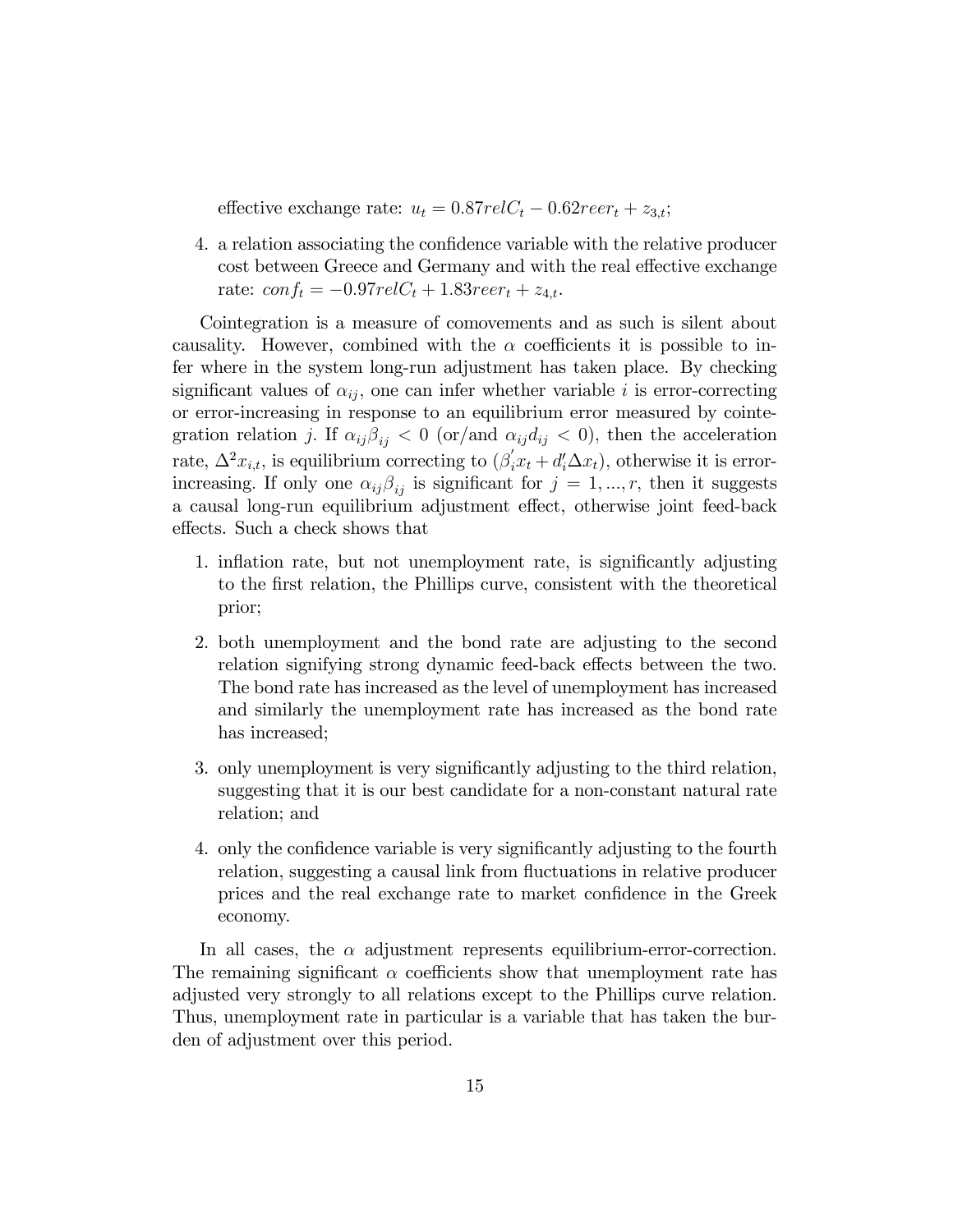effective exchange rate: $u_t = 0.87relC_t - 0.62reer_t + z_{3,t}$;

4. a relation associating the confidence variable with the relative producer cost between Greece and Germany and with the real effective exchange rate: $conf_t = -0.97relC_t + 1.83reer_t + z_{4,t}$.

Cointegration is a measure of comovements and as such is silent about causality. However, combined with the $\alpha$ coefficients it is possible to infer where in the system long-run adjustment has taken place. By checking significant values of $\alpha_{ij}$, one can infer whether variable $i$ is error-correcting or error-increasing in response to an equilibrium error measured by cointegration relation $j$. If $\alpha_{ij}\beta_{ij} < 0$ (or/and $\alpha_{ij}d_{ij} < 0$), then the acceleration rate, $\Delta^2 x_{i,t}$, is equilibrium correcting to $(\beta_i^{'}x_t + d_i^{\prime}\Delta x_t)$, otherwise it is error-increasing. If only one $\alpha_{ij}\beta_{ij}$ is significant for $j = 1, ..., r$, then it suggests a causal long-run equilibrium adjustment effect, otherwise joint feed-back effects. Such a check shows that

1. inflation rate, but not unemployment rate, is significantly adjusting to the first relation, the Phillips curve, consistent with the theoretical prior;

2. both unemployment and the bond rate are adjusting to the second relation signifying strong dynamic feed-back effects between the two. The bond rate has increased as the level of unemployment has increased and similarly the unemployment rate has increased as the bond rate has increased;

3. only unemployment is very significantly adjusting to the third relation, suggesting that it is our best candidate for a non-constant natural rate relation; and

4. only the confidence variable is very significantly adjusting to the fourth relation, suggesting a causal link from fluctuations in relative producer prices and the real exchange rate to market confidence in the Greek economy.

In all cases, the $\alpha$ adjustment represents equilibrium-error-correction. The remaining significant $\alpha$ coefficients show that unemployment rate has adjusted very strongly to all relations except to the Phillips curve relation. Thus, unemployment rate in particular is a variable that has taken the burden of adjustment over this period.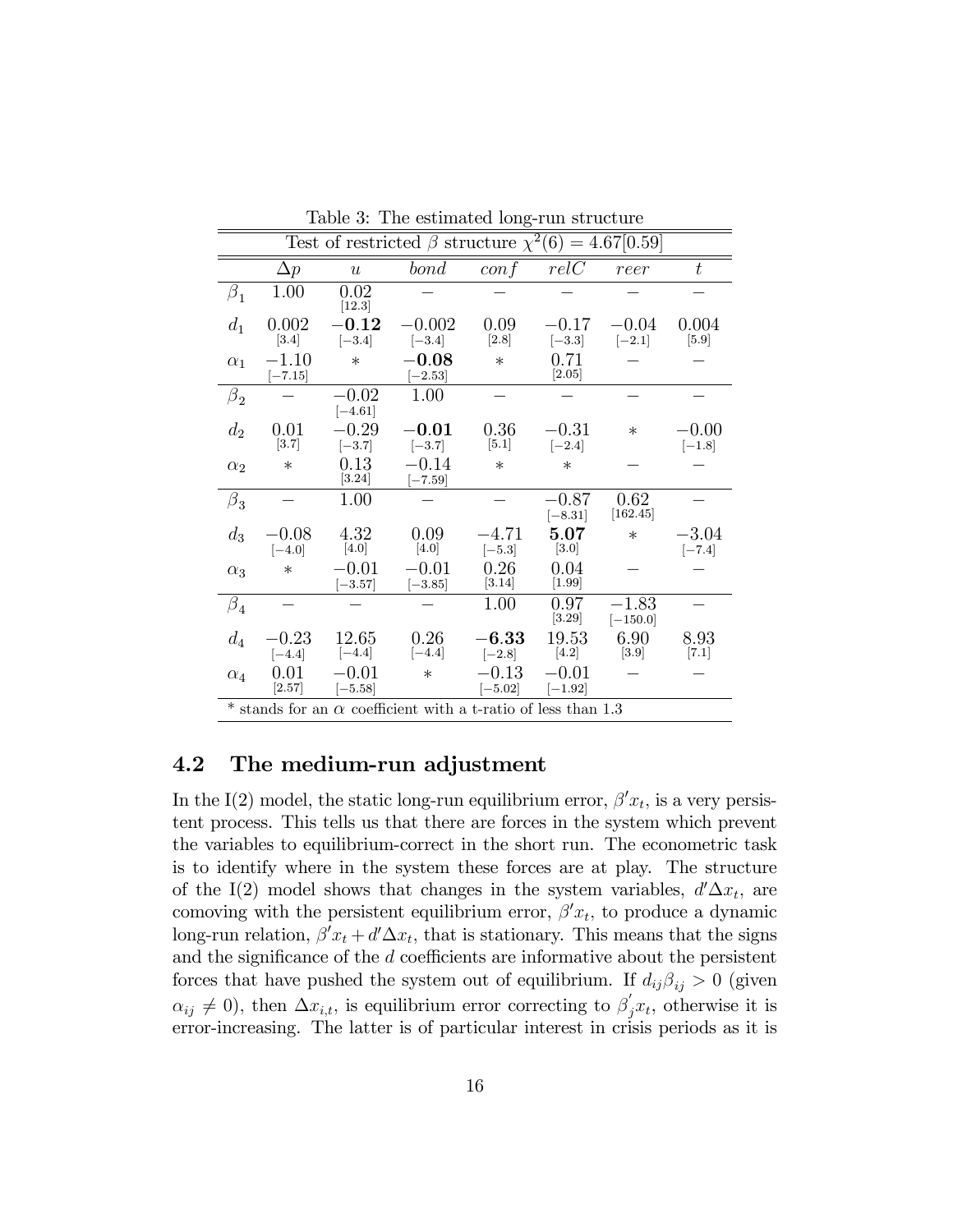Table 3: The estimated long-run structure

| Test of restricted $\beta$ structure $\chi^2(6) = 4.67[0.59]$ | | | | | | | |
|---|---|---|---|---|---|---|---|
| | $\Delta p$ | $u$ | $bond$ | $conf$ | $relC$ | $reer$ | $t$ |
| $\beta_1$ | 1.00 | 0.02 [12.3] | − | − | − | − | − |
| $d_1$ | 0.002 [3.4] | **−0.12** [−3.4] | −0.002 [−3.4] | 0.09 [2.8] | −0.17 [−3.3] | −0.04 [−2.1] | 0.004 [5.9] |
| $\alpha_1$ | −1.10 [−7.15] | * | **−0.08** [−2.53] | * | 0.71 [2.05] | − | − |
| $\beta_2$ | − | −0.02 [−4.61] | 1.00 | − | − | − | − |
| $d_2$ | 0.01 [3.7] | −0.29 [−3.7] | **−0.01** [−3.7] | 0.36 [5.1] | −0.31 [−2.4] | * | −0.00 [−1.8] |
| $\alpha_2$ | * | 0.13 [3.24] | −0.14 [−7.59] | * | * | − | − |
| $\beta_3$ | − | 1.00 | − | − | −0.87 [−8.31] | 0.62 [162.45] | − |
| $d_3$ | −0.08 [−4.0] | 4.32 [4.0] | 0.09 [4.0] | −4.71 [−5.3] | **5.07** [3.0] | * | −3.04 [−7.4] |
| $\alpha_3$ | * | −0.01 [−3.57] | −0.01 [−3.85] | 0.26 [3.14] | 0.04 [1.99] | − | − |
| $\beta_4$ | − | − | − | 1.00 | 0.97 [3.29] | −1.83 [−150.0] | − |
| $d_4$ | −0.23 [−4.4] | 12.65 [−4.4] | 0.26 [−4.4] | **−6.33** [−2.8] | 19.53 [4.2] | 6.90 [3.9] | 8.93 [7.1] |
| $\alpha_4$ | 0.01 [2.57] | −0.01 [−5.58] | * | −0.13 [−5.02] | −0.01 [−1.92] | − | − |

* stands for an $\alpha$ coefficient with a t-ratio of less than 1.3

## 4.2 The medium-run adjustment

In the I(2) model, the static long-run equilibrium error, $\beta' x_t$, is a very persistent process. This tells us that there are forces in the system which prevent the variables to equilibrium-correct in the short run. The econometric task is to identify where in the system these forces are at play. The structure of the I(2) model shows that changes in the system variables, $d'\Delta x_t$, are comoving with the persistent equilibrium error, $\beta' x_t$, to produce a dynamic long-run relation, $\beta' x_t + d'\Delta x_t$, that is stationary. This means that the signs and the significance of the $d$ coefficients are informative about the persistent forces that have pushed the system out of equilibrium. If $d_{ij}\beta_{ij} > 0$ (given $\alpha_{ij} \neq 0$), then $\Delta x_{i,t}$, is equilibrium error correcting to $\beta_j' x_t$, otherwise it is error-increasing. The latter is of particular interest in crisis periods as it is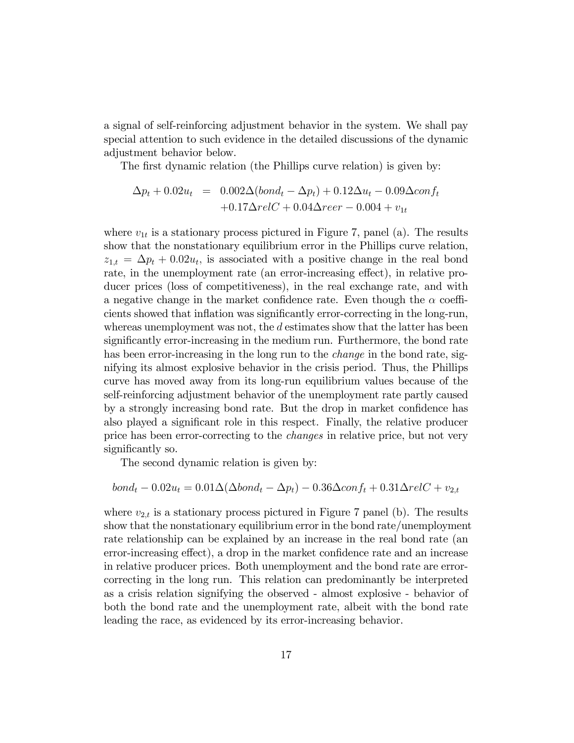a signal of self-reinforcing adjustment behavior in the system. We shall pay special attention to such evidence in the detailed discussions of the dynamic adjustment behavior below.

The first dynamic relation (the Phillips curve relation) is given by:

$$\begin{aligned} \Delta p_t + 0.02u_t &= 0.002\Delta(bond_t - \Delta p_t) + 0.12\Delta u_t - 0.09\Delta conf_t \\ &\quad + 0.17\Delta relC + 0.04\Delta reer - 0.004 + v_{1t} \end{aligned}$$

where $v_{1t}$ is a stationary process pictured in Figure 7, panel (a). The results show that the nonstationary equilibrium error in the Phillips curve relation, $z_{1,t} = \Delta p_t + 0.02u_t$, is associated with a positive change in the real bond rate, in the unemployment rate (an error-increasing effect), in relative producer prices (loss of competitiveness), in the real exchange rate, and with a negative change in the market confidence rate. Even though the $\alpha$ coefficients showed that inflation was significantly error-correcting in the long-run, whereas unemployment was not, the $d$ estimates show that the latter has been significantly error-increasing in the medium run. Furthermore, the bond rate has been error-increasing in the long run to the *change* in the bond rate, signifying its almost explosive behavior in the crisis period. Thus, the Phillips curve has moved away from its long-run equilibrium values because of the self-reinforcing adjustment behavior of the unemployment rate partly caused by a strongly increasing bond rate. But the drop in market confidence has also played a significant role in this respect. Finally, the relative producer price has been error-correcting to the *changes* in relative price, but not very significantly so.

The second dynamic relation is given by:

$$bond_t - 0.02u_t = 0.01\Delta(\Delta bond_t - \Delta p_t) - 0.36\Delta conf_t + 0.31\Delta relC + v_{2,t}$$

where $v_{2,t}$ is a stationary process pictured in Figure 7 panel (b). The results show that the nonstationary equilibrium error in the bond rate/unemployment rate relationship can be explained by an increase in the real bond rate (an error-increasing effect), a drop in the market confidence rate and an increase in relative producer prices. Both unemployment and the bond rate are error-correcting in the long run. This relation can predominantly be interpreted as a crisis relation signifying the observed - almost explosive - behavior of both the bond rate and the unemployment rate, albeit with the bond rate leading the race, as evidenced by its error-increasing behavior.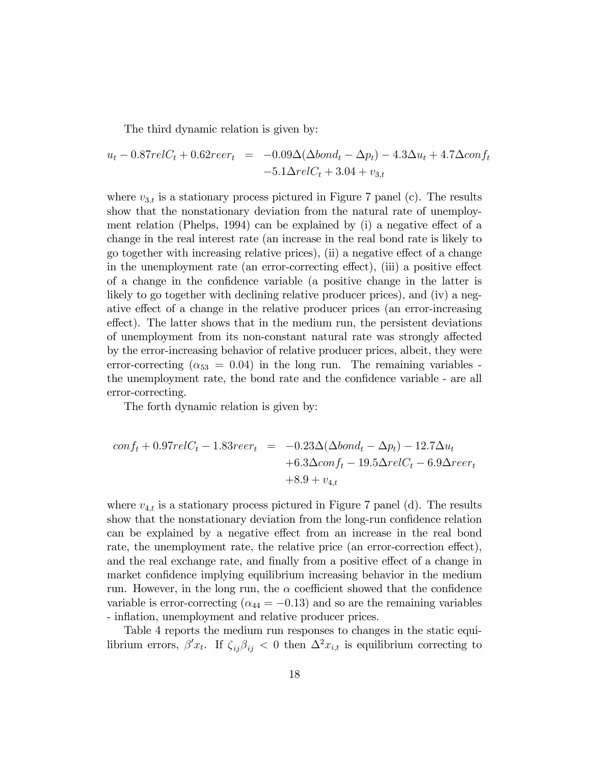The third dynamic relation is given by:

$$
\begin{aligned}
u_t - 0.87 relC_t + 0.62 reer_t &= -0.09\Delta(\Delta bond_t - \Delta p_t) - 4.3\Delta u_t + 4.7\Delta conf_t \\
&\quad -5.1\Delta relC_t + 3.04 + v_{3,t}
\end{aligned}
$$

where $v_{3,t}$ is a stationary process pictured in Figure 7 panel (c). The results show that the nonstationary deviation from the natural rate of unemployment relation (Phelps, 1994) can be explained by (i) a negative effect of a change in the real interest rate (an increase in the real bond rate is likely to go together with increasing relative prices), (ii) a negative effect of a change in the unemployment rate (an error-correcting effect), (iii) a positive effect of a change in the confidence variable (a positive change in the latter is likely to go together with declining relative producer prices), and (iv) a negative effect of a change in the relative producer prices (an error-increasing effect). The latter shows that in the medium run, the persistent deviations of unemployment from its non-constant natural rate was strongly affected by the error-increasing behavior of relative producer prices, albeit, they were error-correcting ($\alpha_{53} = 0.04$) in the long run. The remaining variables - the unemployment rate, the bond rate and the confidence variable - are all error-correcting.

The forth dynamic relation is given by:

$$
\begin{aligned}
conf_t + 0.97 relC_t - 1.83 reer_t &= -0.23\Delta(\Delta bond_t - \Delta p_t) - 12.7\Delta u_t \\
&\quad +6.3\Delta conf_t - 19.5\Delta relC_t - 6.9\Delta reer_t \\
&\quad +8.9 + v_{4,t}
\end{aligned}
$$

where $v_{4,t}$ is a stationary process pictured in Figure 7 panel (d). The results show that the nonstationary deviation from the long-run confidence relation can be explained by a negative effect from an increase in the real bond rate, the unemployment rate, the relative price (an error-correction effect), and the real exchange rate, and finally from a positive effect of a change in market confidence implying equilibrium increasing behavior in the medium run. However, in the long run, the $\alpha$ coefficient showed that the confidence variable is error-correcting ($\alpha_{44} = -0.13$) and so are the remaining variables - inflation, unemployment and relative producer prices.

Table 4 reports the medium run responses to changes in the static equilibrium errors, $\beta' x_t$. If $\zeta_{ij}\beta_{ij} < 0$ then $\Delta^2 x_{i,t}$ is equilibrium correcting to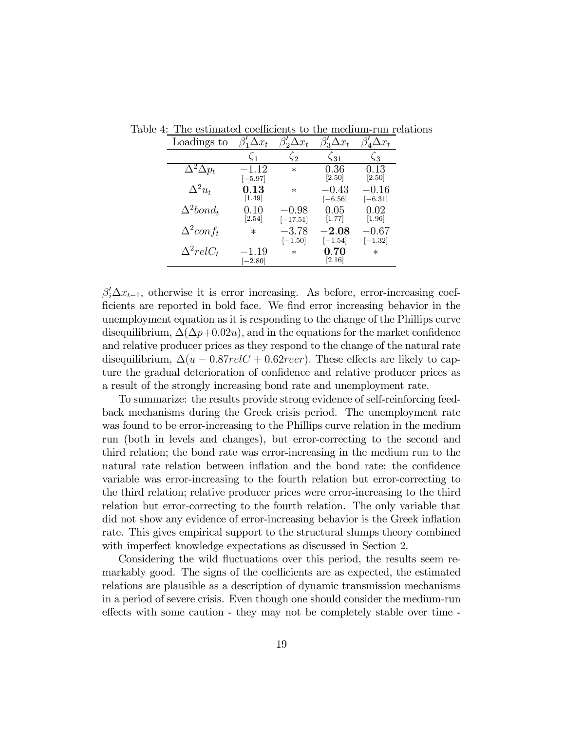Table 4: The estimated coefficients to the medium-run relations

| Loadings to | $\beta_1'\Delta x_t$ | $\beta_2'\Delta x_t$ | $\beta_3'\Delta x_t$ | $\beta_4'\Delta x_t$ |
|---|---|---|---|---|
| | $\zeta_1$ | $\zeta_2$ | $\zeta_{31}$ | $\zeta_3$ |
| $\Delta^2\Delta p_t$ | $-1.12$ $[-5.97]$ | $*$ | $0.36$ $[2.50]$ | $0.13$ $[2.50]$ |
| $\Delta^2 u_t$ | **0.13** $[1.49]$ | $*$ | $-0.43$ $[-6.56]$ | $-0.16$ $[-6.31]$ |
| $\Delta^2 bond_t$ | $0.10$ $[2.54]$ | $-0.98$ $[-17.51]$ | $0.05$ $[1.77]$ | $0.02$ $[1.96]$ |
| $\Delta^2 conf_t$ | $*$ | $-3.78$ $[-1.50]$ | **−2.08** $[-1.54]$ | $-0.67$ $[-1.32]$ |
| $\Delta^2 relC_t$ | $-1.19$ $[-2.80]$ | $*$ | **0.70** $[2.16]$ | $*$ |

$\beta_i'\Delta x_{t-1}$, otherwise it is error increasing. As before, error-increasing coefficients are reported in bold face. We find error increasing behavior in the unemployment equation as it is responding to the change of the Phillips curve disequilibrium, $\Delta(\Delta p{+}0.02u)$, and in the equations for the market confidence and relative producer prices as they respond to the change of the natural rate disequilibrium, $\Delta(u - 0.87relC + 0.62reer)$. These effects are likely to capture the gradual deterioration of confidence and relative producer prices as a result of the strongly increasing bond rate and unemployment rate.

To summarize: the results provide strong evidence of self-reinforcing feedback mechanisms during the Greek crisis period. The unemployment rate was found to be error-increasing to the Phillips curve relation in the medium run (both in levels and changes), but error-correcting to the second and third relation; the bond rate was error-increasing in the medium run to the natural rate relation between inflation and the bond rate; the confidence variable was error-increasing to the fourth relation but error-correcting to the third relation; relative producer prices were error-increasing to the third relation but error-correcting to the fourth relation. The only variable that did not show any evidence of error-increasing behavior is the Greek inflation rate. This gives empirical support to the structural slumps theory combined with imperfect knowledge expectations as discussed in Section 2.

Considering the wild fluctuations over this period, the results seem remarkably good. The signs of the coefficients are as expected, the estimated relations are plausible as a description of dynamic transmission mechanisms in a period of severe crisis. Even though one should consider the medium-run effects with some caution - they may not be completely stable over time -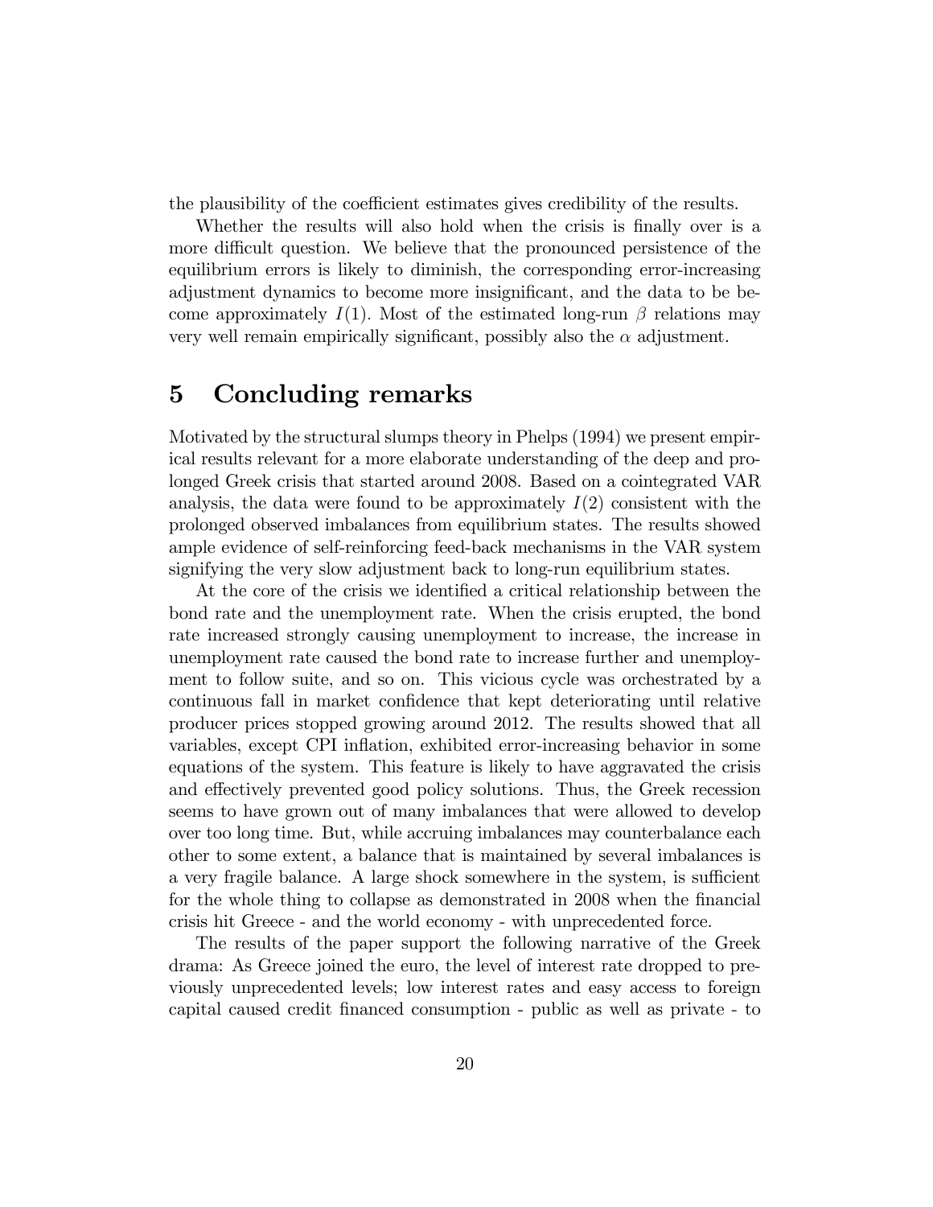the plausibility of the coefficient estimates gives credibility of the results.

Whether the results will also hold when the crisis is finally over is a more difficult question. We believe that the pronounced persistence of the equilibrium errors is likely to diminish, the corresponding error-increasing adjustment dynamics to become more insignificant, and the data to be become approximately $I(1)$. Most of the estimated long-run $\beta$ relations may very well remain empirically significant, possibly also the $\alpha$ adjustment.

# 5 Concluding remarks

Motivated by the structural slumps theory in Phelps (1994) we present empirical results relevant for a more elaborate understanding of the deep and prolonged Greek crisis that started around 2008. Based on a cointegrated VAR analysis, the data were found to be approximately $I(2)$ consistent with the prolonged observed imbalances from equilibrium states. The results showed ample evidence of self-reinforcing feed-back mechanisms in the VAR system signifying the very slow adjustment back to long-run equilibrium states.

At the core of the crisis we identified a critical relationship between the bond rate and the unemployment rate. When the crisis erupted, the bond rate increased strongly causing unemployment to increase, the increase in unemployment rate caused the bond rate to increase further and unemployment to follow suite, and so on. This vicious cycle was orchestrated by a continuous fall in market confidence that kept deteriorating until relative producer prices stopped growing around 2012. The results showed that all variables, except CPI inflation, exhibited error-increasing behavior in some equations of the system. This feature is likely to have aggravated the crisis and effectively prevented good policy solutions. Thus, the Greek recession seems to have grown out of many imbalances that were allowed to develop over too long time. But, while accruing imbalances may counterbalance each other to some extent, a balance that is maintained by several imbalances is a very fragile balance. A large shock somewhere in the system, is sufficient for the whole thing to collapse as demonstrated in 2008 when the financial crisis hit Greece - and the world economy - with unprecedented force.

The results of the paper support the following narrative of the Greek drama: As Greece joined the euro, the level of interest rate dropped to previously unprecedented levels; low interest rates and easy access to foreign capital caused credit financed consumption - public as well as private - to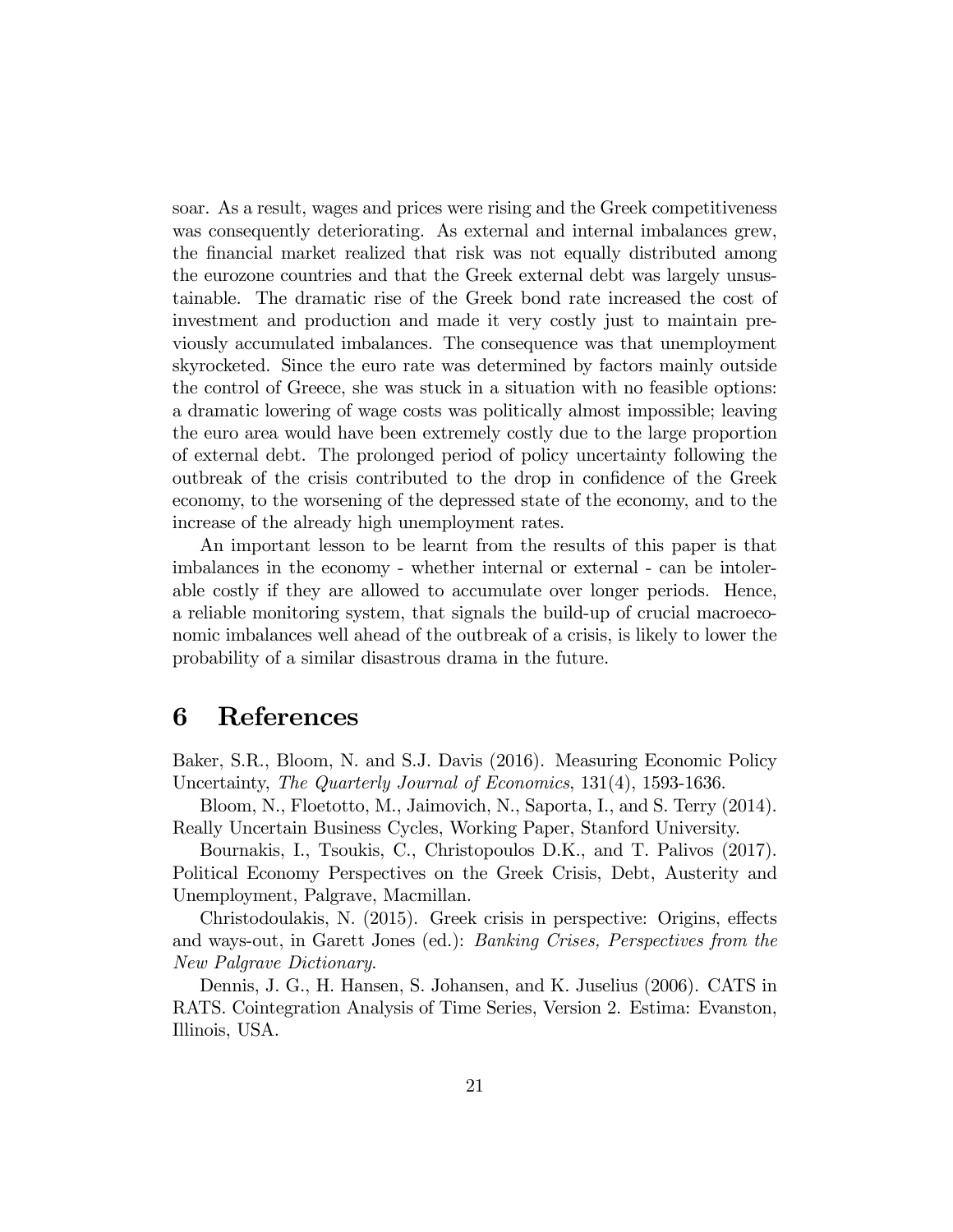soar. As a result, wages and prices were rising and the Greek competitiveness was consequently deteriorating. As external and internal imbalances grew, the financial market realized that risk was not equally distributed among the eurozone countries and that the Greek external debt was largely unsustainable. The dramatic rise of the Greek bond rate increased the cost of investment and production and made it very costly just to maintain previously accumulated imbalances. The consequence was that unemployment skyrocketed. Since the euro rate was determined by factors mainly outside the control of Greece, she was stuck in a situation with no feasible options: a dramatic lowering of wage costs was politically almost impossible; leaving the euro area would have been extremely costly due to the large proportion of external debt. The prolonged period of policy uncertainty following the outbreak of the crisis contributed to the drop in confidence of the Greek economy, to the worsening of the depressed state of the economy, and to the increase of the already high unemployment rates.

An important lesson to be learnt from the results of this paper is that imbalances in the economy - whether internal or external - can be intolerable costly if they are allowed to accumulate over longer periods. Hence, a reliable monitoring system, that signals the build-up of crucial macroeconomic imbalances well ahead of the outbreak of a crisis, is likely to lower the probability of a similar disastrous drama in the future.

# 6 References

Baker, S.R., Bloom, N. and S.J. Davis (2016). Measuring Economic Policy Uncertainty, *The Quarterly Journal of Economics*, 131(4), 1593-1636.

Bloom, N., Floetotto, M., Jaimovich, N., Saporta, I., and S. Terry (2014). Really Uncertain Business Cycles, Working Paper, Stanford University.

Bournakis, I., Tsoukis, C., Christopoulos D.K., and T. Palivos (2017). Political Economy Perspectives on the Greek Crisis, Debt, Austerity and Unemployment, Palgrave, Macmillan.

Christodoulakis, N. (2015). Greek crisis in perspective: Origins, effects and ways-out, in Garett Jones (ed.): *Banking Crises, Perspectives from the New Palgrave Dictionary*.

Dennis, J. G., H. Hansen, S. Johansen, and K. Juselius (2006). CATS in RATS. Cointegration Analysis of Time Series, Version 2. Estima: Evanston, Illinois, USA.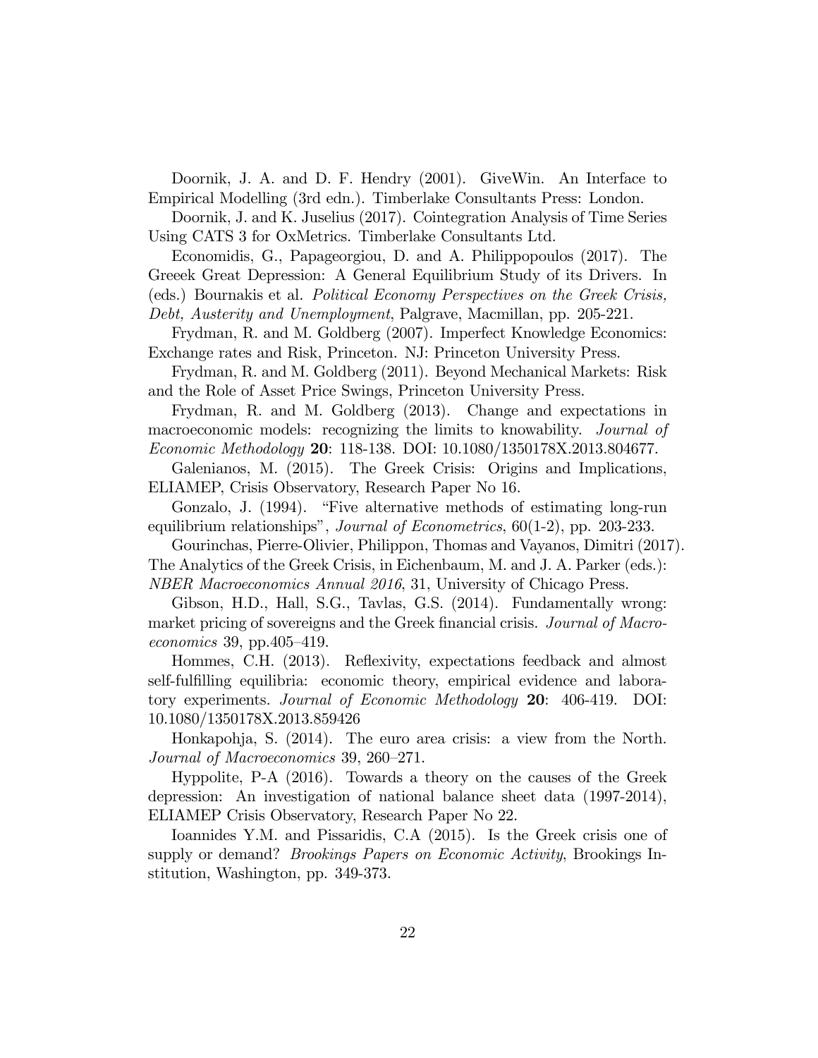Doornik, J. A. and D. F. Hendry (2001). GiveWin. An Interface to Empirical Modelling (3rd edn.). Timberlake Consultants Press: London.

Doornik, J. and K. Juselius (2017). Cointegration Analysis of Time Series Using CATS 3 for OxMetrics. Timberlake Consultants Ltd.

Economidis, G., Papageorgiou, D. and A. Philippopoulos (2017). The Greeek Great Depression: A General Equilibrium Study of its Drivers. In (eds.) Bournakis et al. *Political Economy Perspectives on the Greek Crisis, Debt, Austerity and Unemployment*, Palgrave, Macmillan, pp. 205-221.

Frydman, R. and M. Goldberg (2007). Imperfect Knowledge Economics: Exchange rates and Risk, Princeton. NJ: Princeton University Press.

Frydman, R. and M. Goldberg (2011). Beyond Mechanical Markets: Risk and the Role of Asset Price Swings, Princeton University Press.

Frydman, R. and M. Goldberg (2013). Change and expectations in macroeconomic models: recognizing the limits to knowability. *Journal of Economic Methodology* **20**: 118-138. DOI: 10.1080/1350178X.2013.804677.

Galenianos, M. (2015). The Greek Crisis: Origins and Implications, ELIAMEP, Crisis Observatory, Research Paper No 16.

Gonzalo, J. (1994). "Five alternative methods of estimating long-run equilibrium relationships", *Journal of Econometrics*, 60(1-2), pp. 203-233.

Gourinchas, Pierre-Olivier, Philippon, Thomas and Vayanos, Dimitri (2017). The Analytics of the Greek Crisis, in Eichenbaum, M. and J. A. Parker (eds.): *NBER Macroeconomics Annual 2016*, 31, University of Chicago Press.

Gibson, H.D., Hall, S.G., Tavlas, G.S. (2014). Fundamentally wrong: market pricing of sovereigns and the Greek financial crisis. *Journal of Macroeconomics* 39, pp.405–419.

Hommes, C.H. (2013). Reflexivity, expectations feedback and almost self-fulfilling equilibria: economic theory, empirical evidence and laboratory experiments. *Journal of Economic Methodology* **20**: 406-419. DOI: 10.1080/1350178X.2013.859426

Honkapohja, S. (2014). The euro area crisis: a view from the North. *Journal of Macroeconomics* 39, 260–271.

Hyppolite, P-A (2016). Towards a theory on the causes of the Greek depression: An investigation of national balance sheet data (1997-2014), ELIAMEP Crisis Observatory, Research Paper No 22.

Ioannides Y.M. and Pissaridis, C.A (2015). Is the Greek crisis one of supply or demand? *Brookings Papers on Economic Activity*, Brookings Institution, Washington, pp. 349-373.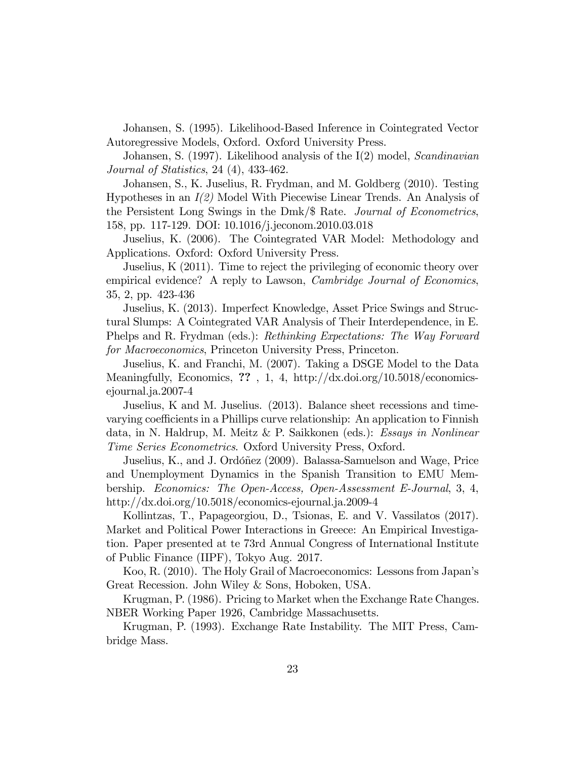Johansen, S. (1995). Likelihood-Based Inference in Cointegrated Vector Autoregressive Models, Oxford. Oxford University Press.

Johansen, S. (1997). Likelihood analysis of the I(2) model, *Scandinavian Journal of Statistics*, 24 (4), 433-462.

Johansen, S., K. Juselius, R. Frydman, and M. Goldberg (2010). Testing Hypotheses in an *I(2)* Model With Piecewise Linear Trends. An Analysis of the Persistent Long Swings in the Dmk/$ Rate. *Journal of Econometrics*, 158, pp. 117-129. DOI: 10.1016/j.jeconom.2010.03.018

Juselius, K. (2006). The Cointegrated VAR Model: Methodology and Applications. Oxford: Oxford University Press.

Juselius, K (2011). Time to reject the privileging of economic theory over empirical evidence? A reply to Lawson, *Cambridge Journal of Economics*, 35, 2, pp. 423-436

Juselius, K. (2013). Imperfect Knowledge, Asset Price Swings and Structural Slumps: A Cointegrated VAR Analysis of Their Interdependence, in E. Phelps and R. Frydman (eds.): *Rethinking Expectations: The Way Forward for Macroeconomics*, Princeton University Press, Princeton.

Juselius, K. and Franchi, M. (2007). Taking a DSGE Model to the Data Meaningfully, Economics, **??** , 1, 4, http://dx.doi.org/10.5018/economics-ejournal.ja.2007-4

Juselius, K and M. Juselius. (2013). Balance sheet recessions and time-varying coefficients in a Phillips curve relationship: An application to Finnish data, in N. Haldrup, M. Meitz & P. Saikkonen (eds.): *Essays in Nonlinear Time Series Econometrics*. Oxford University Press, Oxford.

Juselius, K., and J. Ordóñez (2009). Balassa-Samuelson and Wage, Price and Unemployment Dynamics in the Spanish Transition to EMU Membership. *Economics: The Open-Access, Open-Assessment E-Journal*, 3, 4, http://dx.doi.org/10.5018/economics-ejournal.ja.2009-4

Kollintzas, T., Papageorgiou, D., Tsionas, E. and V. Vassilatos (2017). Market and Political Power Interactions in Greece: An Empirical Investigation. Paper presented at te 73rd Annual Congress of International Institute of Public Finance (IIPF), Tokyo Aug. 2017.

Koo, R. (2010). The Holy Grail of Macroeconomics: Lessons from Japan's Great Recession. John Wiley & Sons, Hoboken, USA.

Krugman, P. (1986). Pricing to Market when the Exchange Rate Changes. NBER Working Paper 1926, Cambridge Massachusetts.

Krugman, P. (1993). Exchange Rate Instability. The MIT Press, Cambridge Mass.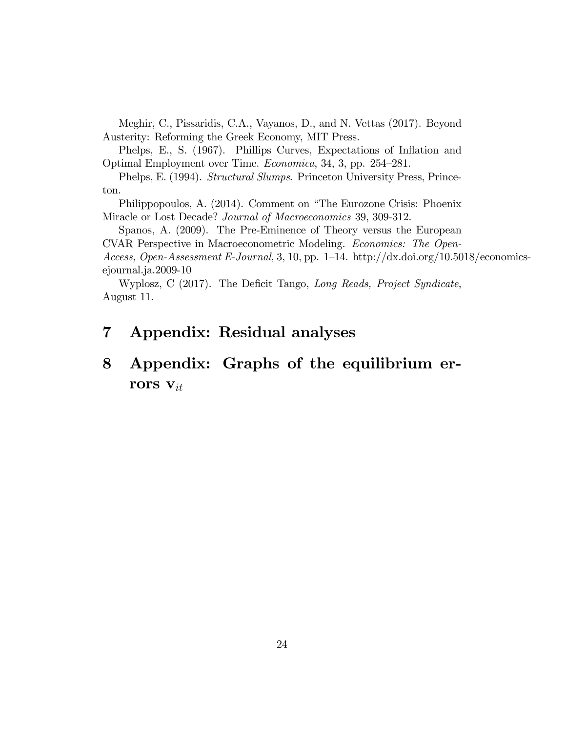Meghir, C., Pissaridis, C.A., Vayanos, D., and N. Vettas (2017). Beyond Austerity: Reforming the Greek Economy, MIT Press.

Phelps, E., S. (1967). Phillips Curves, Expectations of Inflation and Optimal Employment over Time. *Economica*, 34, 3, pp. 254–281.

Phelps, E. (1994). *Structural Slumps*. Princeton University Press, Princeton.

Philippopoulos, A. (2014). Comment on "The Eurozone Crisis: Phoenix Miracle or Lost Decade? *Journal of Macroeconomics* 39, 309-312.

Spanos, A. (2009). The Pre-Eminence of Theory versus the European CVAR Perspective in Macroeconometric Modeling. *Economics: The Open-Access, Open-Assessment E-Journal*, 3, 10, pp. 1–14. http://dx.doi.org/10.5018/economics-ejournal.ja.2009-10

Wyplosz, C (2017). The Deficit Tango, *Long Reads, Project Syndicate*, August 11.

# 7 Appendix: Residual analyses

# 8 Appendix: Graphs of the equilibrium errors $\mathbf{v}_{it}$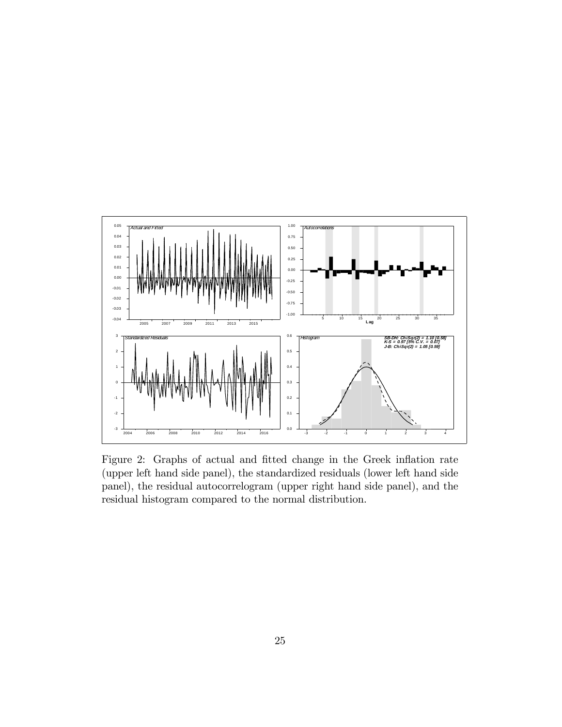Figure 2: Graphs of actual and fitted change in the Greek inflation rate (upper left hand side panel), the standardized residuals (lower left hand side panel), the residual autocorrelogram (upper right hand side panel), and the residual histogram compared to the normal distribution.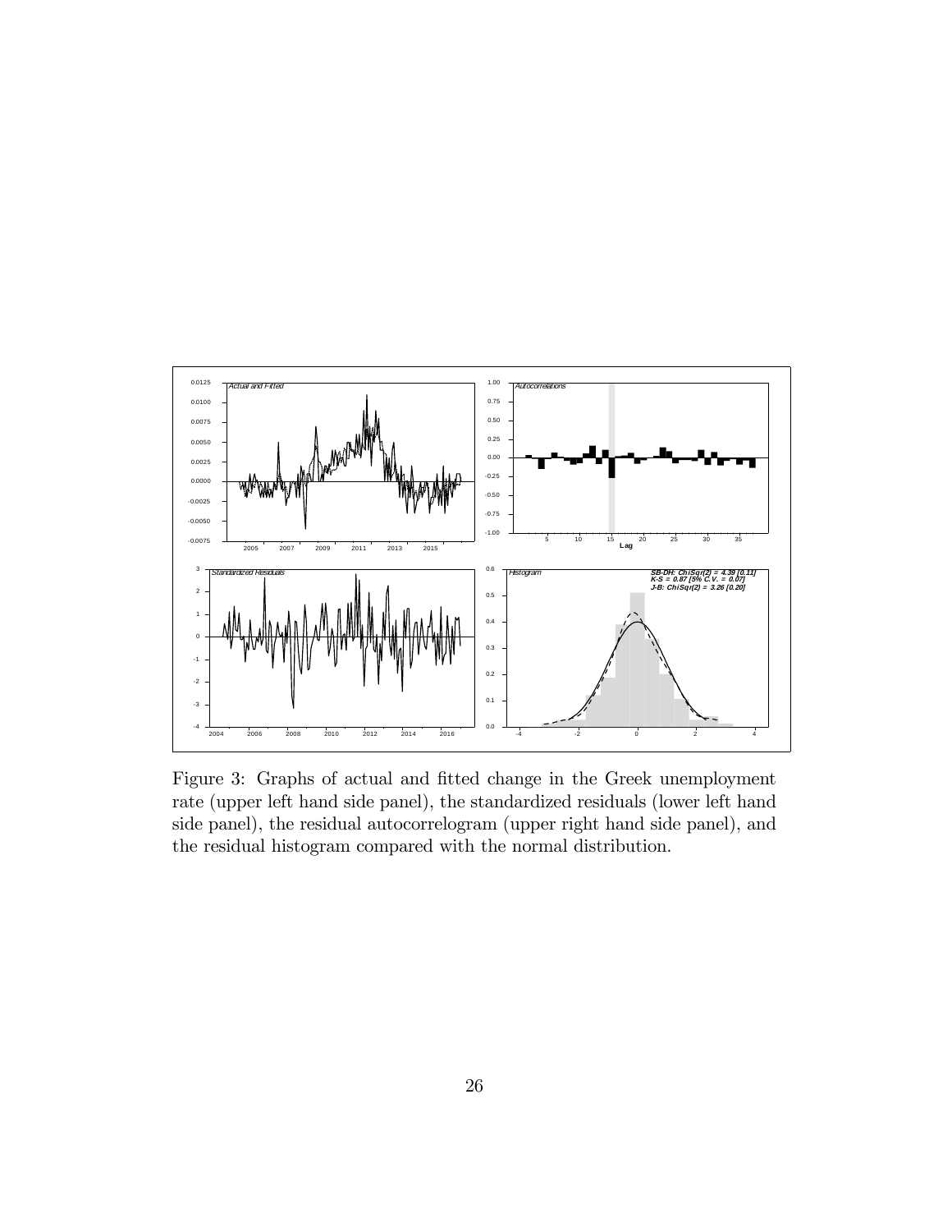Figure 3: Graphs of actual and fitted change in the Greek unemployment rate (upper left hand side panel), the standardized residuals (lower left hand side panel), the residual autocorrelogram (upper right hand side panel), and the residual histogram compared with the normal distribution.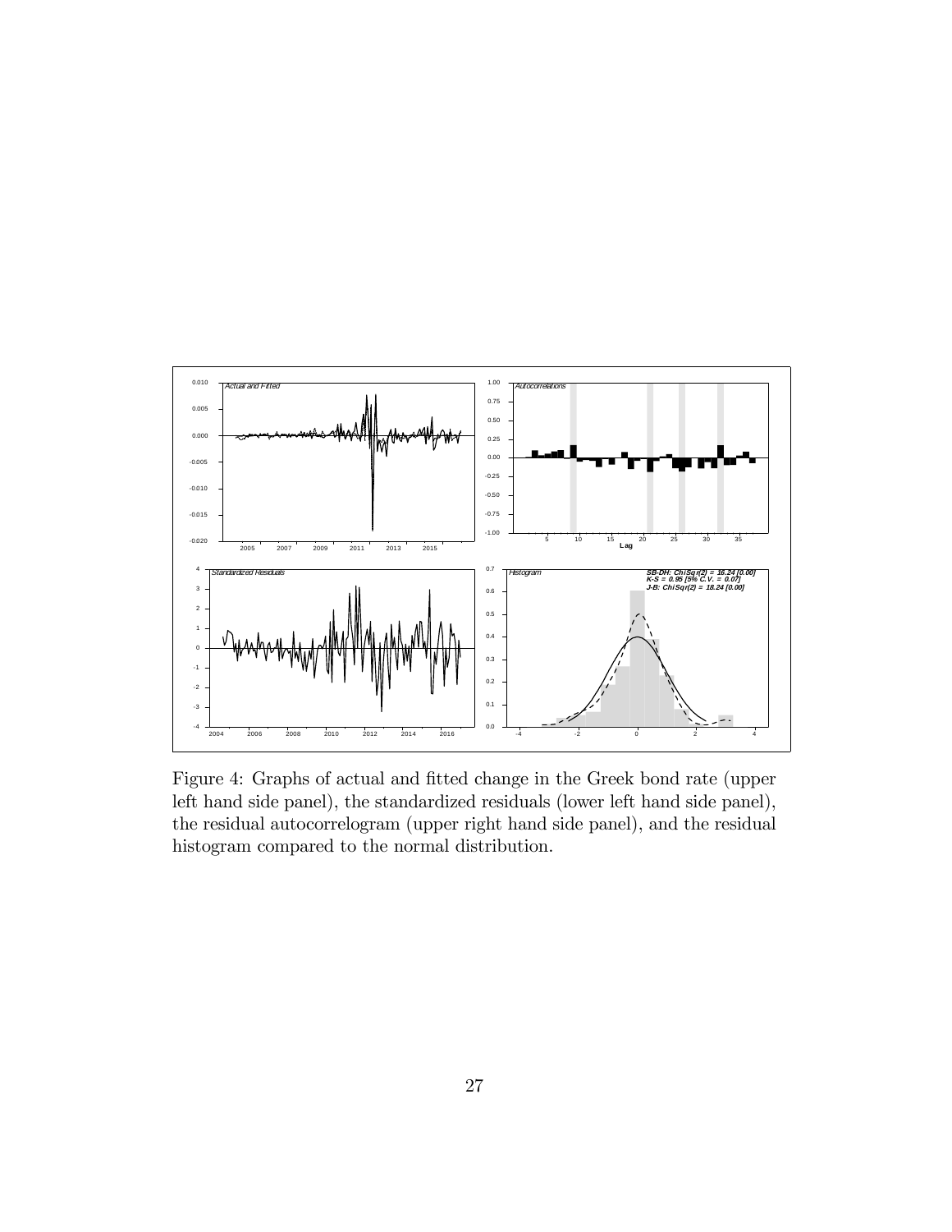Figure 4: Graphs of actual and fitted change in the Greek bond rate (upper left hand side panel), the standardized residuals (lower left hand side panel), the residual autocorrelogram (upper right hand side panel), and the residual histogram compared to the normal distribution.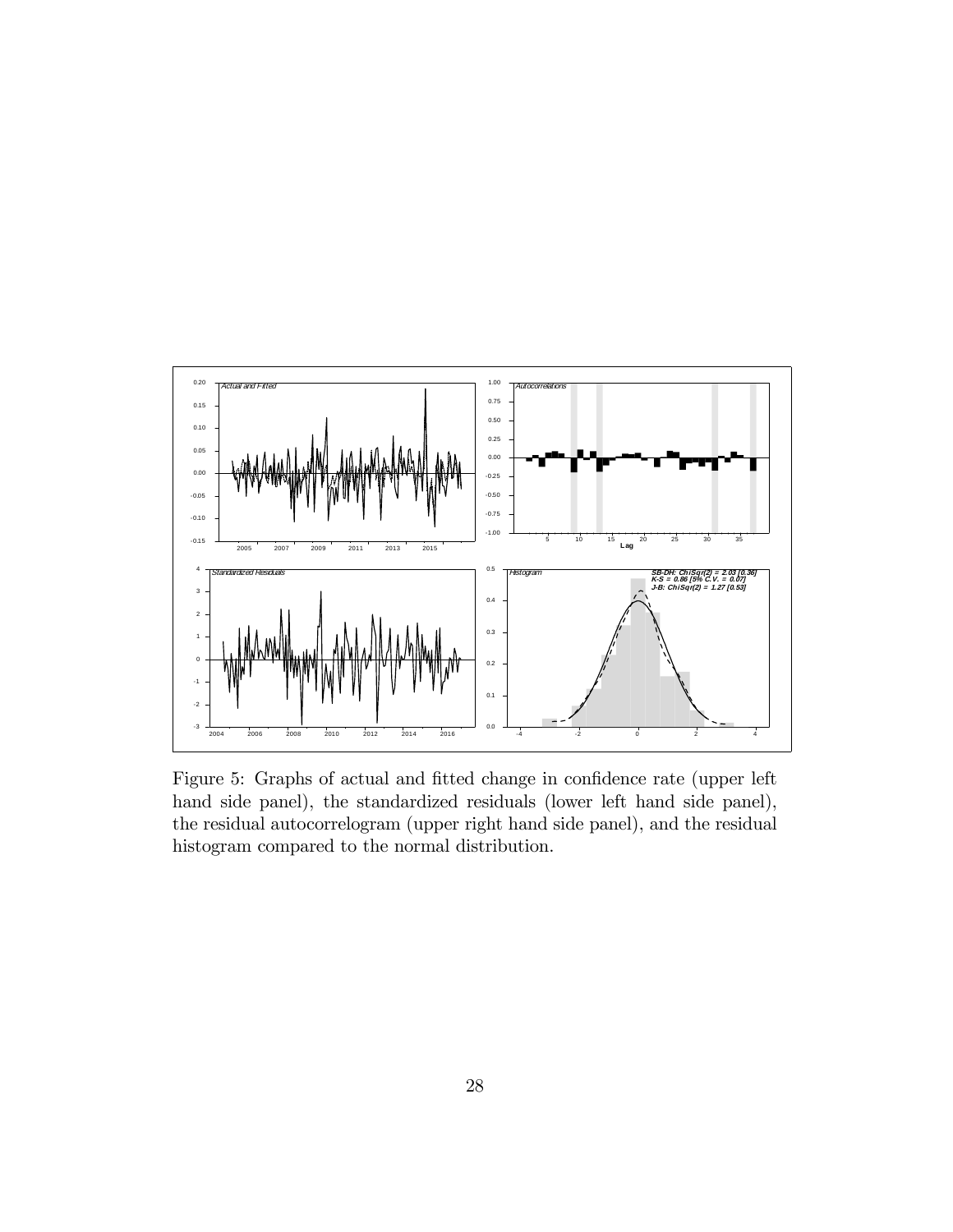Figure 5: Graphs of actual and fitted change in confidence rate (upper left hand side panel), the standardized residuals (lower left hand side panel), the residual autocorrelogram (upper right hand side panel), and the residual histogram compared to the normal distribution.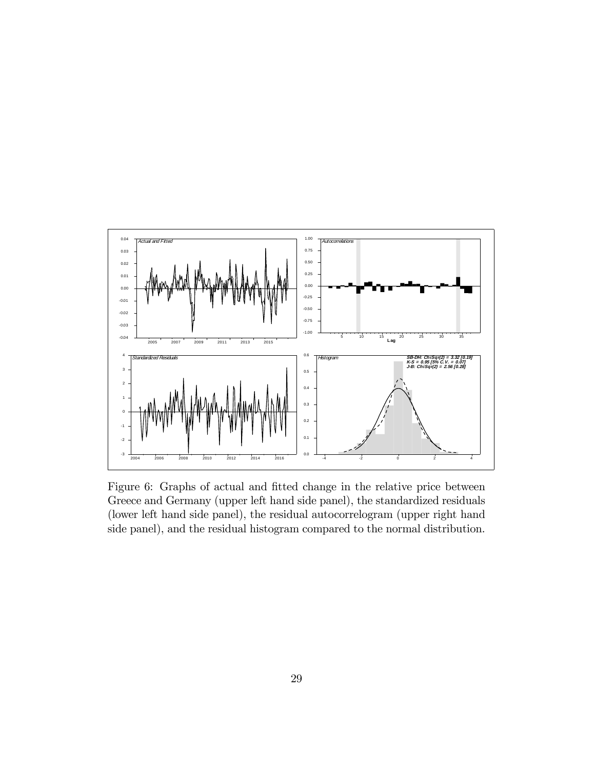Figure 6: Graphs of actual and fitted change in the relative price between Greece and Germany (upper left hand side panel), the standardized residuals (lower left hand side panel), the residual autocorrelogram (upper right hand side panel), and the residual histogram compared to the normal distribution.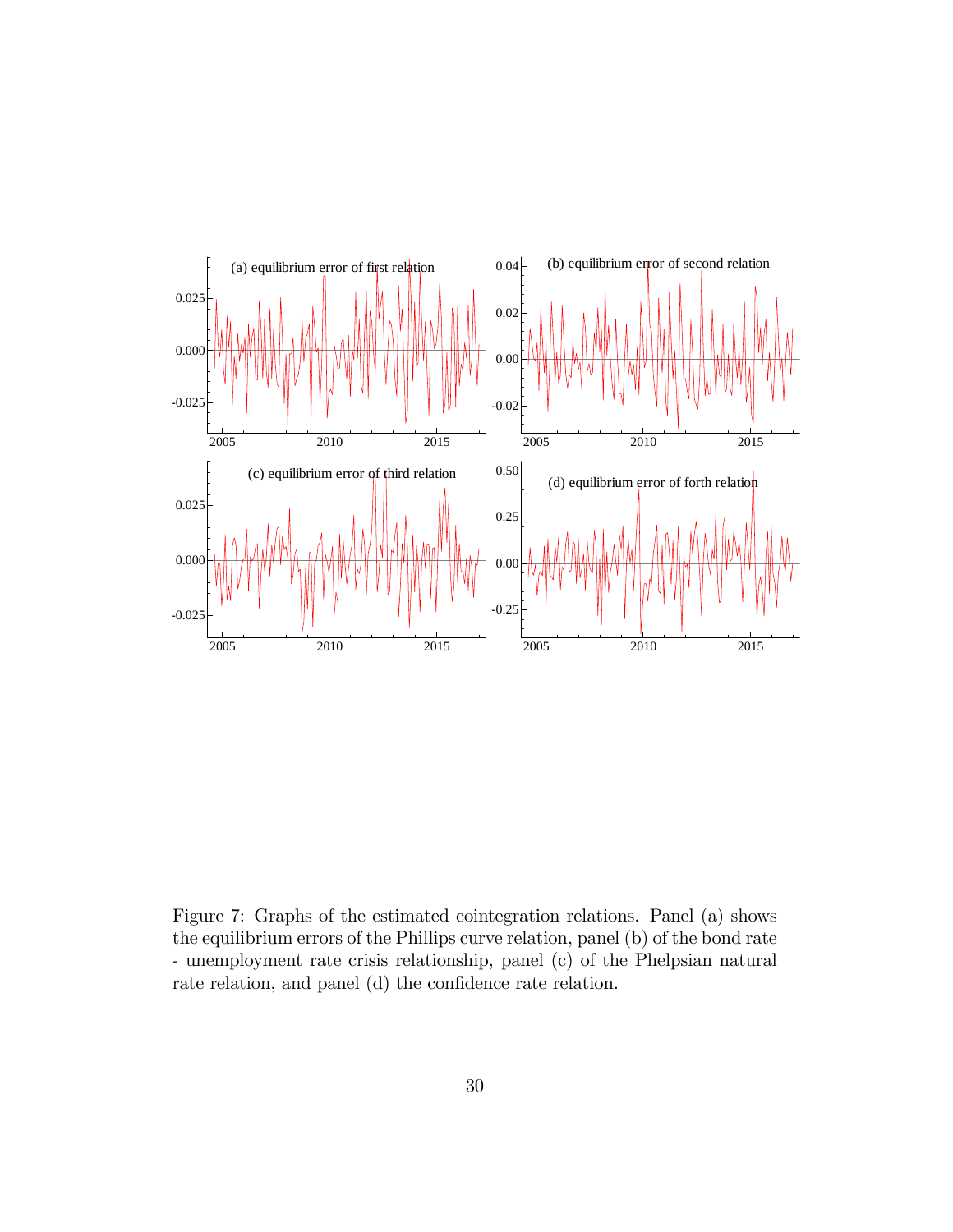(a) equilibrium error of first relation

0.025
0.000
-0.025

2005 2010 2015

(b) equilibrium error of second relation

0.04
0.02
0.00
-0.02

2005 2010 2015

(c) equilibrium error of third relation

0.025
0.000
-0.025

2005 2010 2015

(d) equilibrium error of forth relation

0.50
0.25
0.00
-0.25

2005 2010 2015

Figure 7: Graphs of the estimated cointegration relations. Panel (a) shows the equilibrium errors of the Phillips curve relation, panel (b) of the bond rate - unemployment rate crisis relationship, panel (c) of the Phelpsian natural rate relation, and panel (d) the confidence rate relation.